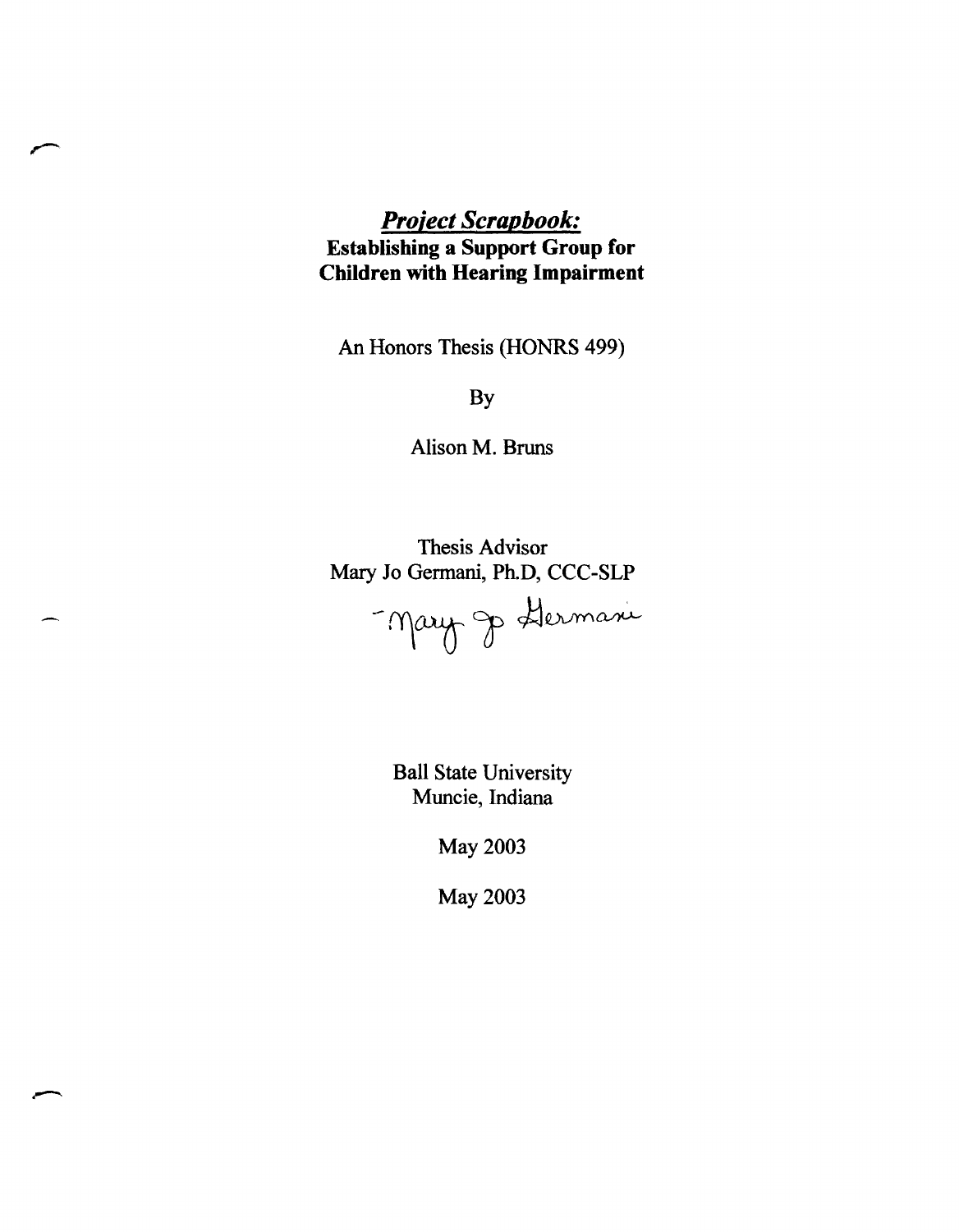# ***Project Scrapbook:***

## **Establishing a Support Group for Children with Hearing Impairment**

An Honors Thesis (HONRS 499)

By

Alison M. Bruns

Thesis Advisor

Mary Jo Germani, Ph.D, CCC-SLP

- Mary Jo Germani

Ball State University

Muncie, Indiana

May 2003

May 2003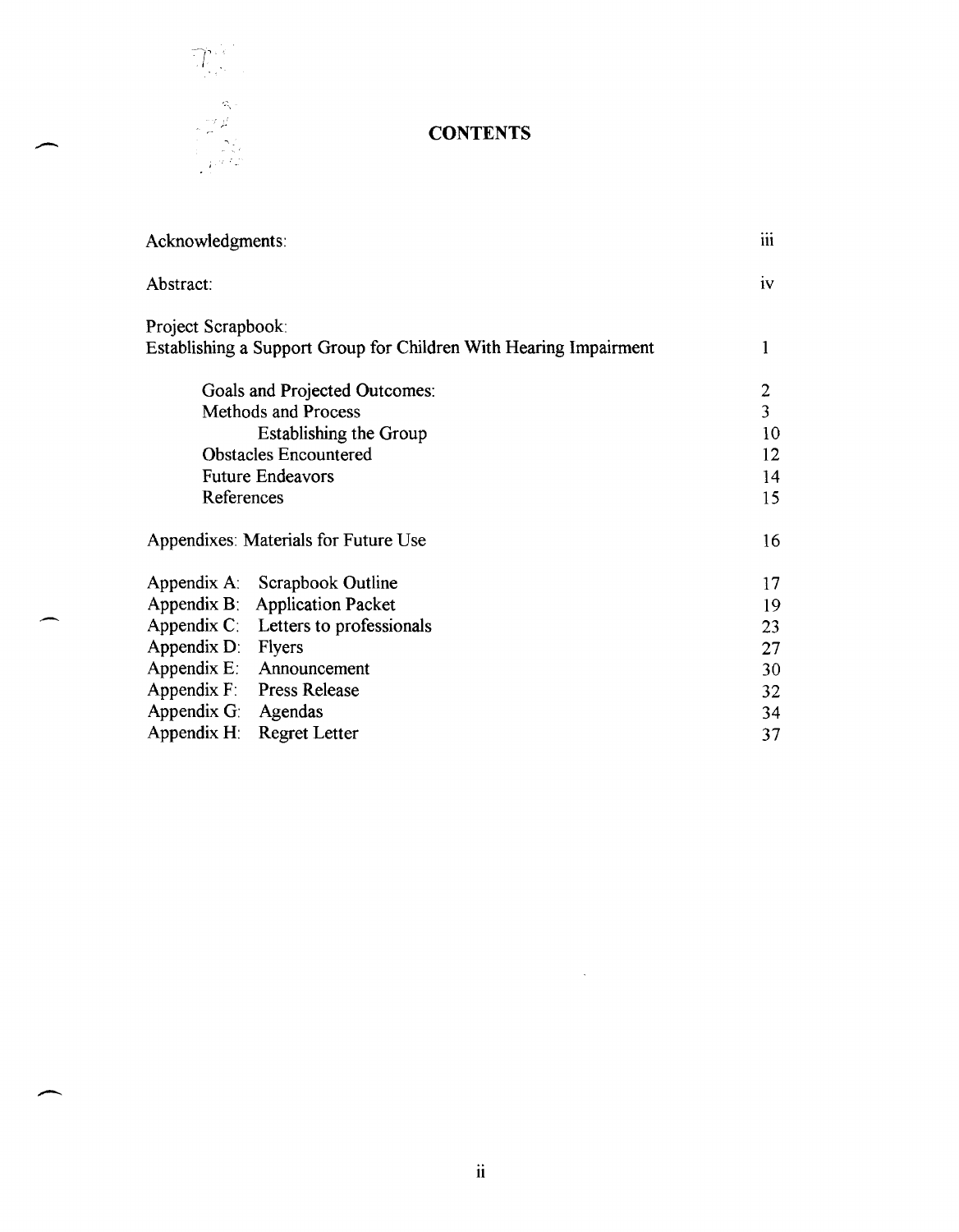# CONTENTS

| | |
|---|---|
| Acknowledgments: | iii |
| Abstract: | iv |
| Project Scrapbook: Establishing a Support Group for Children With Hearing Impairment | 1 |
| Goals and Projected Outcomes: | 2 |
| Methods and Process | 3 |
| Establishing the Group | 10 |
| Obstacles Encountered | 12 |
| Future Endeavors | 14 |
| References | 15 |
| Appendixes: Materials for Future Use | 16 |
| Appendix A: Scrapbook Outline | 17 |
| Appendix B: Application Packet | 19 |
| Appendix C: Letters to professionals | 23 |
| Appendix D: Flyers | 27 |
| Appendix E: Announcement | 30 |
| Appendix F: Press Release | 32 |
| Appendix G: Agendas | 34 |
| Appendix H: Regret Letter | 37 |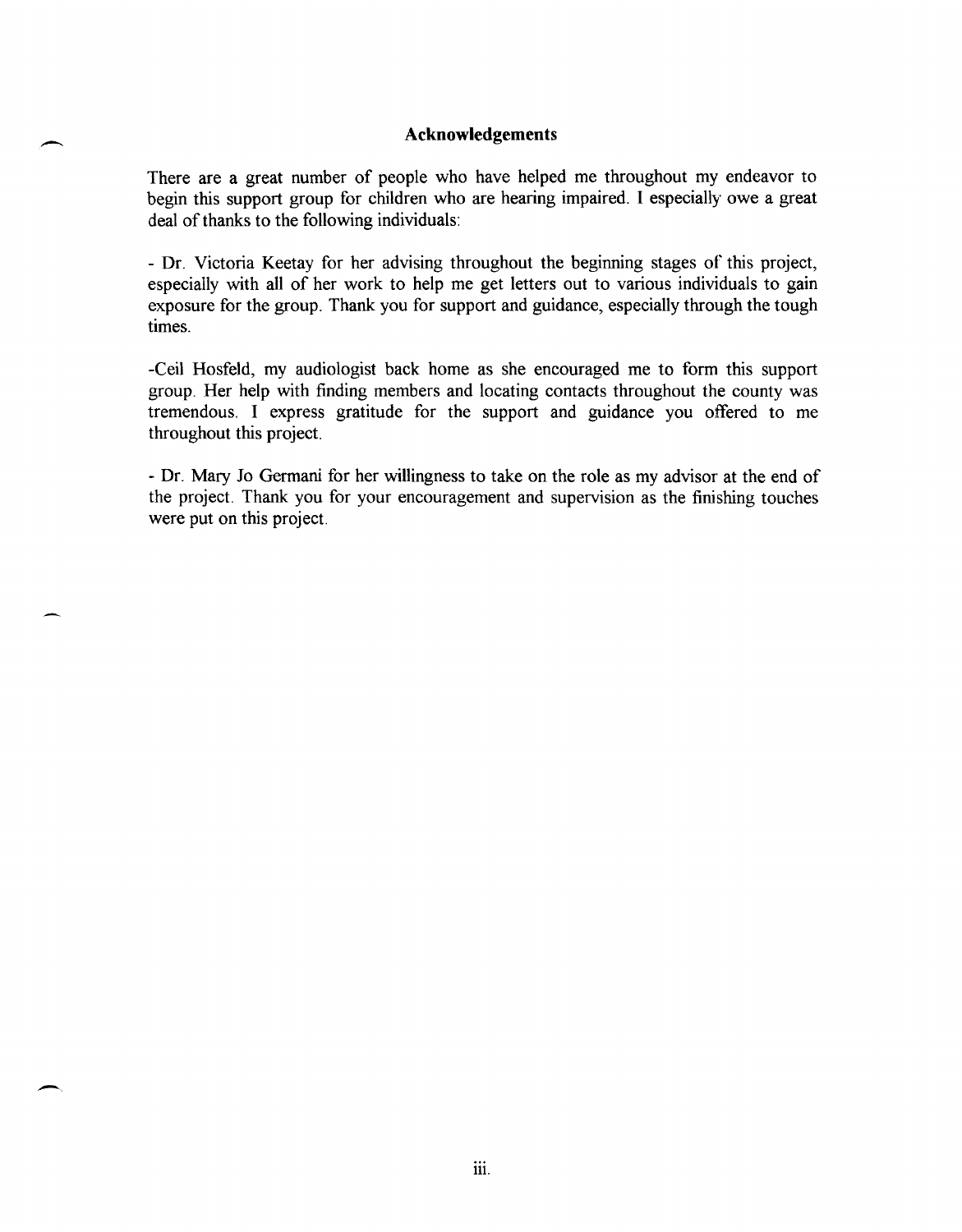## Acknowledgements

There are a great number of people who have helped me throughout my endeavor to begin this support group for children who are hearing impaired. I especially owe a great deal of thanks to the following individuals:

- Dr. Victoria Keetay for her advising throughout the beginning stages of this project, especially with all of her work to help me get letters out to various individuals to gain exposure for the group. Thank you for support and guidance, especially through the tough times.

-Ceil Hosfeld, my audiologist back home as she encouraged me to form this support group. Her help with finding members and locating contacts throughout the county was tremendous. I express gratitude for the support and guidance you offered to me throughout this project.

- Dr. Mary Jo Germani for her willingness to take on the role as my advisor at the end of the project. Thank you for your encouragement and supervision as the finishing touches were put on this project.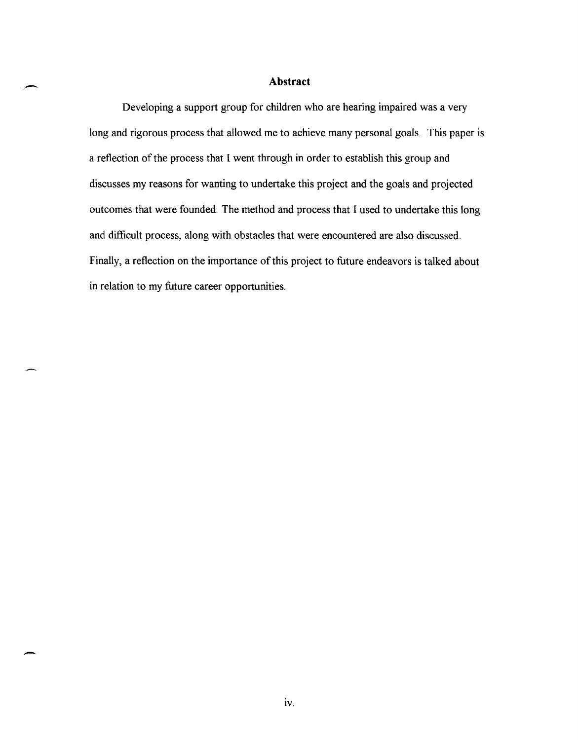## Abstract

Developing a support group for children who are hearing impaired was a very long and rigorous process that allowed me to achieve many personal goals. This paper is a reflection of the process that I went through in order to establish this group and discusses my reasons for wanting to undertake this project and the goals and projected outcomes that were founded. The method and process that I used to undertake this long and difficult process, along with obstacles that were encountered are also discussed. Finally, a reflection on the importance of this project to future endeavors is talked about in relation to my future career opportunities.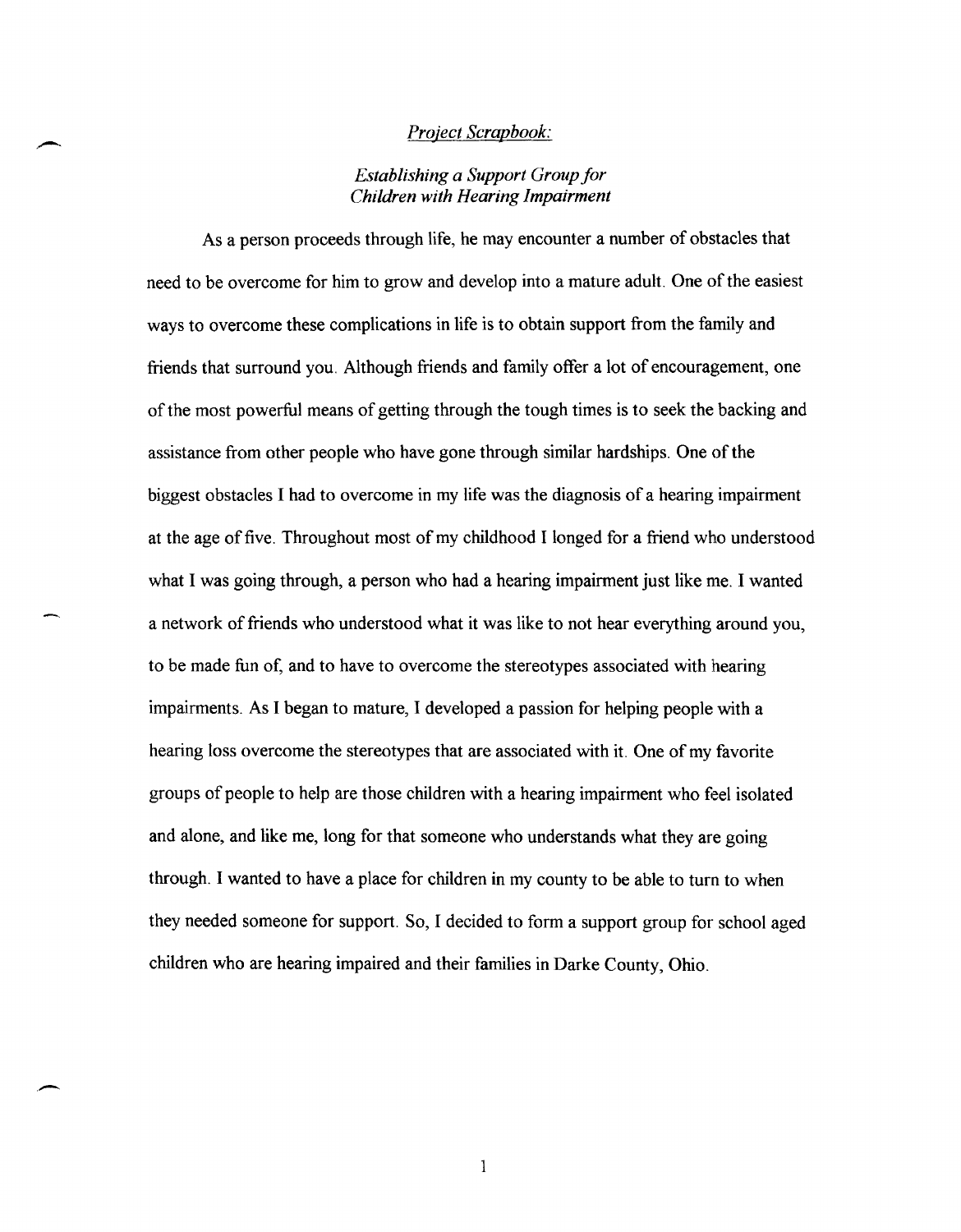*Project Scrapbook:*

*Establishing a Support Group for Children with Hearing Impairment*

As a person proceeds through life, he may encounter a number of obstacles that need to be overcome for him to grow and develop into a mature adult. One of the easiest ways to overcome these complications in life is to obtain support from the family and friends that surround you. Although friends and family offer a lot of encouragement, one of the most powerful means of getting through the tough times is to seek the backing and assistance from other people who have gone through similar hardships. One of the biggest obstacles I had to overcome in my life was the diagnosis of a hearing impairment at the age of five. Throughout most of my childhood I longed for a friend who understood what I was going through, a person who had a hearing impairment just like me. I wanted a network of friends who understood what it was like to not hear everything around you, to be made fun of, and to have to overcome the stereotypes associated with hearing impairments. As I began to mature, I developed a passion for helping people with a hearing loss overcome the stereotypes that are associated with it. One of my favorite groups of people to help are those children with a hearing impairment who feel isolated and alone, and like me, long for that someone who understands what they are going through. I wanted to have a place for children in my county to be able to turn to when they needed someone for support. So, I decided to form a support group for school aged children who are hearing impaired and their families in Darke County, Ohio.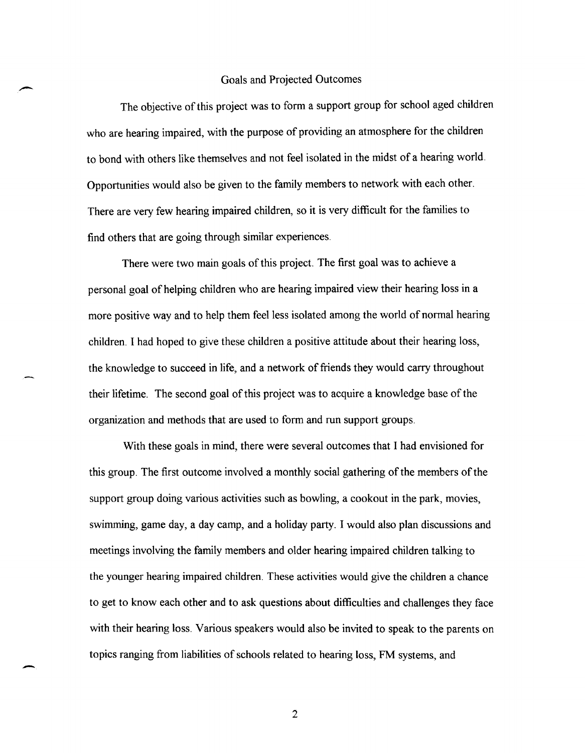## Goals and Projected Outcomes

The objective of this project was to form a support group for school aged children who are hearing impaired, with the purpose of providing an atmosphere for the children to bond with others like themselves and not feel isolated in the midst of a hearing world. Opportunities would also be given to the family members to network with each other. There are very few hearing impaired children, so it is very difficult for the families to find others that are going through similar experiences.

There were two main goals of this project. The first goal was to achieve a personal goal of helping children who are hearing impaired view their hearing loss in a more positive way and to help them feel less isolated among the world of normal hearing children. I had hoped to give these children a positive attitude about their hearing loss, the knowledge to succeed in life, and a network of friends they would carry throughout their lifetime. The second goal of this project was to acquire a knowledge base of the organization and methods that are used to form and run support groups.

With these goals in mind, there were several outcomes that I had envisioned for this group. The first outcome involved a monthly social gathering of the members of the support group doing various activities such as bowling, a cookout in the park, movies, swimming, game day, a day camp, and a holiday party. I would also plan discussions and meetings involving the family members and older hearing impaired children talking to the younger hearing impaired children. These activities would give the children a chance to get to know each other and to ask questions about difficulties and challenges they face with their hearing loss. Various speakers would also be invited to speak to the parents on topics ranging from liabilities of schools related to hearing loss, FM systems, and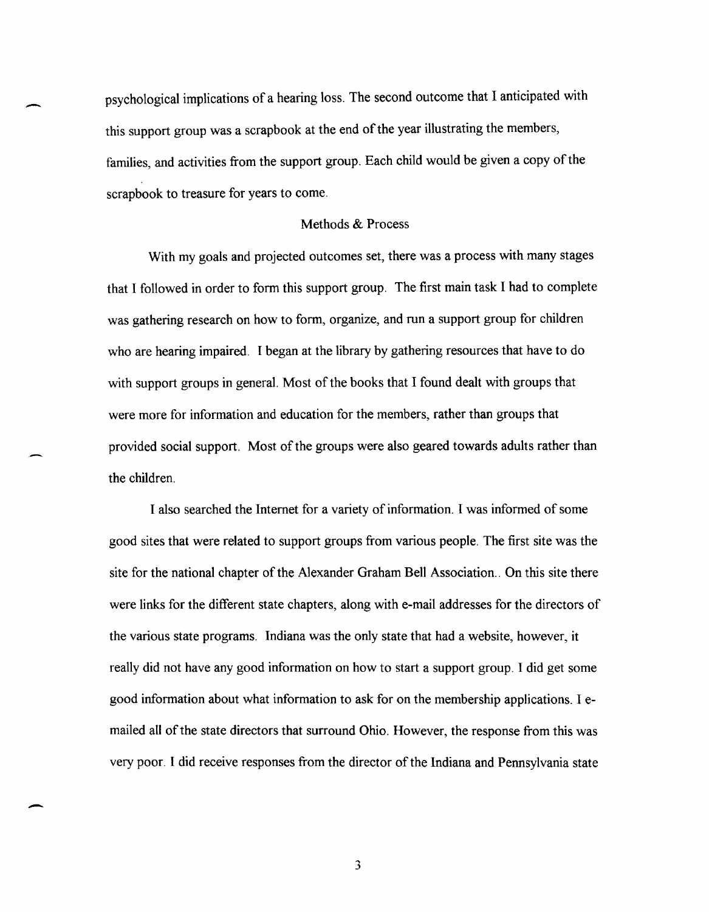psychological implications of a hearing loss. The second outcome that I anticipated with this support group was a scrapbook at the end of the year illustrating the members, families, and activities from the support group. Each child would be given a copy of the scrapbook to treasure for years to come.

## Methods & Process

With my goals and projected outcomes set, there was a process with many stages that I followed in order to form this support group. The first main task I had to complete was gathering research on how to form, organize, and run a support group for children who are hearing impaired. I began at the library by gathering resources that have to do with support groups in general. Most of the books that I found dealt with groups that were more for information and education for the members, rather than groups that provided social support. Most of the groups were also geared towards adults rather than the children.

I also searched the Internet for a variety of information. I was informed of some good sites that were related to support groups from various people. The first site was the site for the national chapter of the Alexander Graham Bell Association.. On this site there were links for the different state chapters, along with e-mail addresses for the directors of the various state programs. Indiana was the only state that had a website, however, it really did not have any good information on how to start a support group. I did get some good information about what information to ask for on the membership applications. I e-mailed all of the state directors that surround Ohio. However, the response from this was very poor. I did receive responses from the director of the Indiana and Pennsylvania state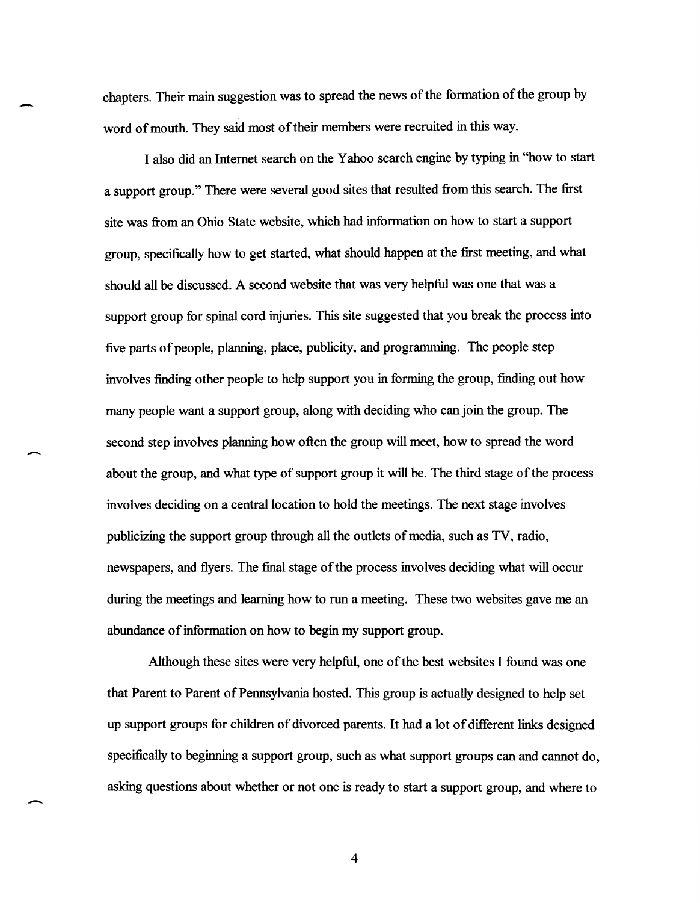chapters. Their main suggestion was to spread the news of the formation of the group by word of mouth. They said most of their members were recruited in this way.

I also did an Internet search on the Yahoo search engine by typing in "how to start a support group." There were several good sites that resulted from this search. The first site was from an Ohio State website, which had information on how to start a support group, specifically how to get started, what should happen at the first meeting, and what should all be discussed. A second website that was very helpful was one that was a support group for spinal cord injuries. This site suggested that you break the process into five parts of people, planning, place, publicity, and programming. The people step involves finding other people to help support you in forming the group, finding out how many people want a support group, along with deciding who can join the group. The second step involves planning how often the group will meet, how to spread the word about the group, and what type of support group it will be. The third stage of the process involves deciding on a central location to hold the meetings. The next stage involves publicizing the support group through all the outlets of media, such as TV, radio, newspapers, and flyers. The final stage of the process involves deciding what will occur during the meetings and learning how to run a meeting. These two websites gave me an abundance of information on how to begin my support group.

Although these sites were very helpful, one of the best websites I found was one that Parent to Parent of Pennsylvania hosted. This group is actually designed to help set up support groups for children of divorced parents. It had a lot of different links designed specifically to beginning a support group, such as what support groups can and cannot do, asking questions about whether or not one is ready to start a support group, and where to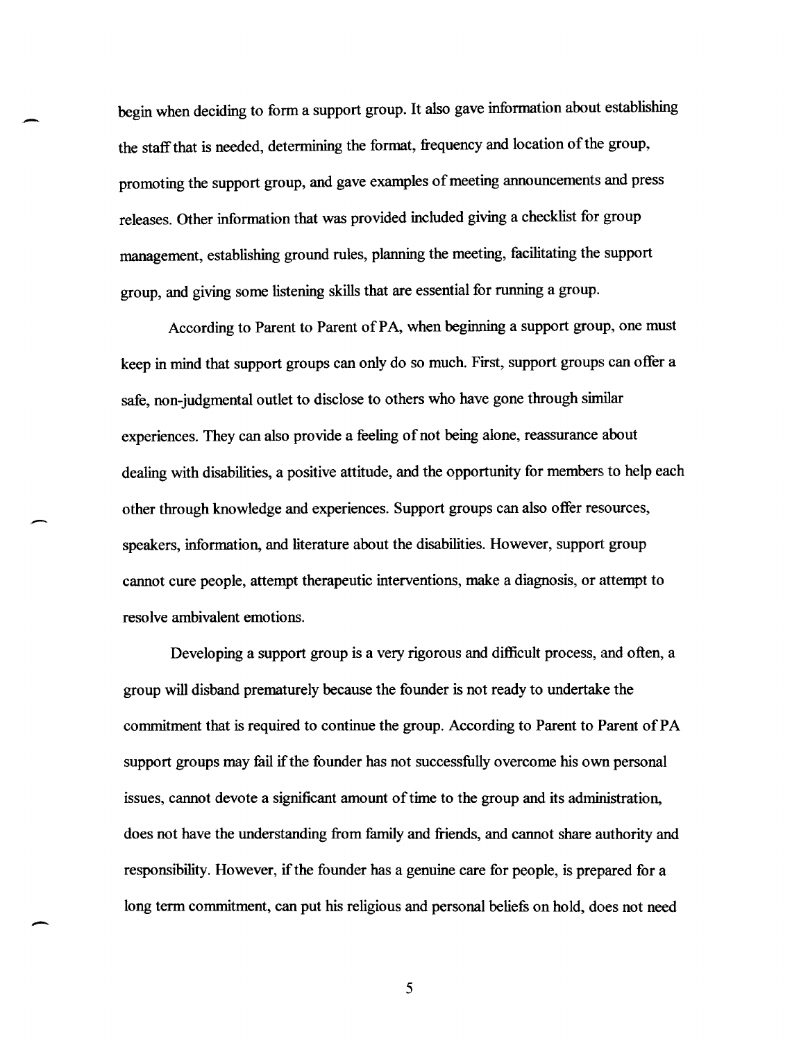begin when deciding to form a support group. It also gave information about establishing the staff that is needed, determining the format, frequency and location of the group, promoting the support group, and gave examples of meeting announcements and press releases. Other information that was provided included giving a checklist for group management, establishing ground rules, planning the meeting, facilitating the support group, and giving some listening skills that are essential for running a group.

According to Parent to Parent of PA, when beginning a support group, one must keep in mind that support groups can only do so much. First, support groups can offer a safe, non-judgmental outlet to disclose to others who have gone through similar experiences. They can also provide a feeling of not being alone, reassurance about dealing with disabilities, a positive attitude, and the opportunity for members to help each other through knowledge and experiences. Support groups can also offer resources, speakers, information, and literature about the disabilities. However, support group cannot cure people, attempt therapeutic interventions, make a diagnosis, or attempt to resolve ambivalent emotions.

Developing a support group is a very rigorous and difficult process, and often, a group will disband prematurely because the founder is not ready to undertake the commitment that is required to continue the group. According to Parent to Parent of PA support groups may fail if the founder has not successfully overcome his own personal issues, cannot devote a significant amount of time to the group and its administration, does not have the understanding from family and friends, and cannot share authority and responsibility. However, if the founder has a genuine care for people, is prepared for a long term commitment, can put his religious and personal beliefs on hold, does not need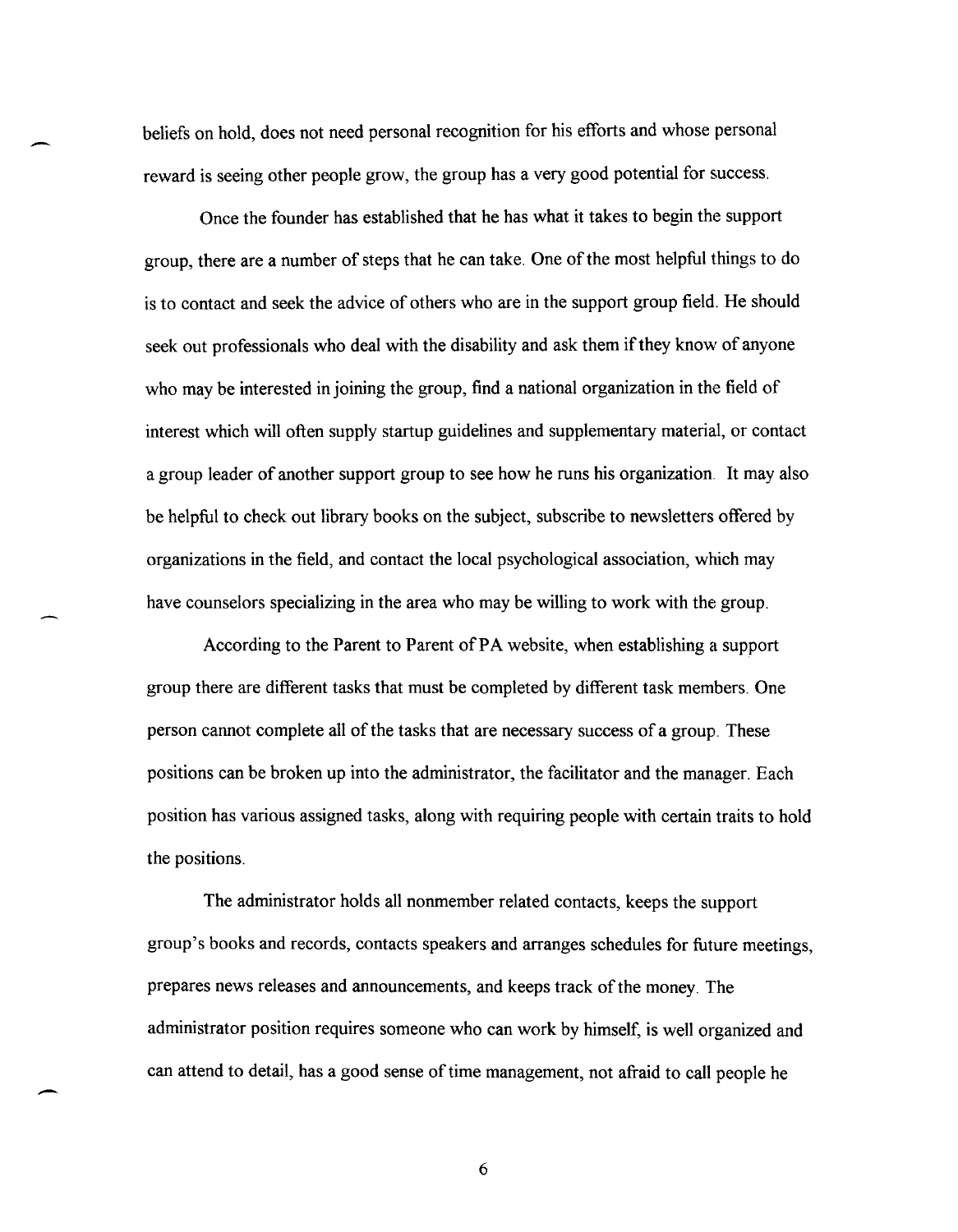beliefs on hold, does not need personal recognition for his efforts and whose personal reward is seeing other people grow, the group has a very good potential for success.

Once the founder has established that he has what it takes to begin the support group, there are a number of steps that he can take. One of the most helpful things to do is to contact and seek the advice of others who are in the support group field. He should seek out professionals who deal with the disability and ask them if they know of anyone who may be interested in joining the group, find a national organization in the field of interest which will often supply startup guidelines and supplementary material, or contact a group leader of another support group to see how he runs his organization. It may also be helpful to check out library books on the subject, subscribe to newsletters offered by organizations in the field, and contact the local psychological association, which may have counselors specializing in the area who may be willing to work with the group.

According to the Parent to Parent of PA website, when establishing a support group there are different tasks that must be completed by different task members. One person cannot complete all of the tasks that are necessary success of a group. These positions can be broken up into the administrator, the facilitator and the manager. Each position has various assigned tasks, along with requiring people with certain traits to hold the positions.

The administrator holds all nonmember related contacts, keeps the support group's books and records, contacts speakers and arranges schedules for future meetings, prepares news releases and announcements, and keeps track of the money. The administrator position requires someone who can work by himself, is well organized and can attend to detail, has a good sense of time management, not afraid to call people he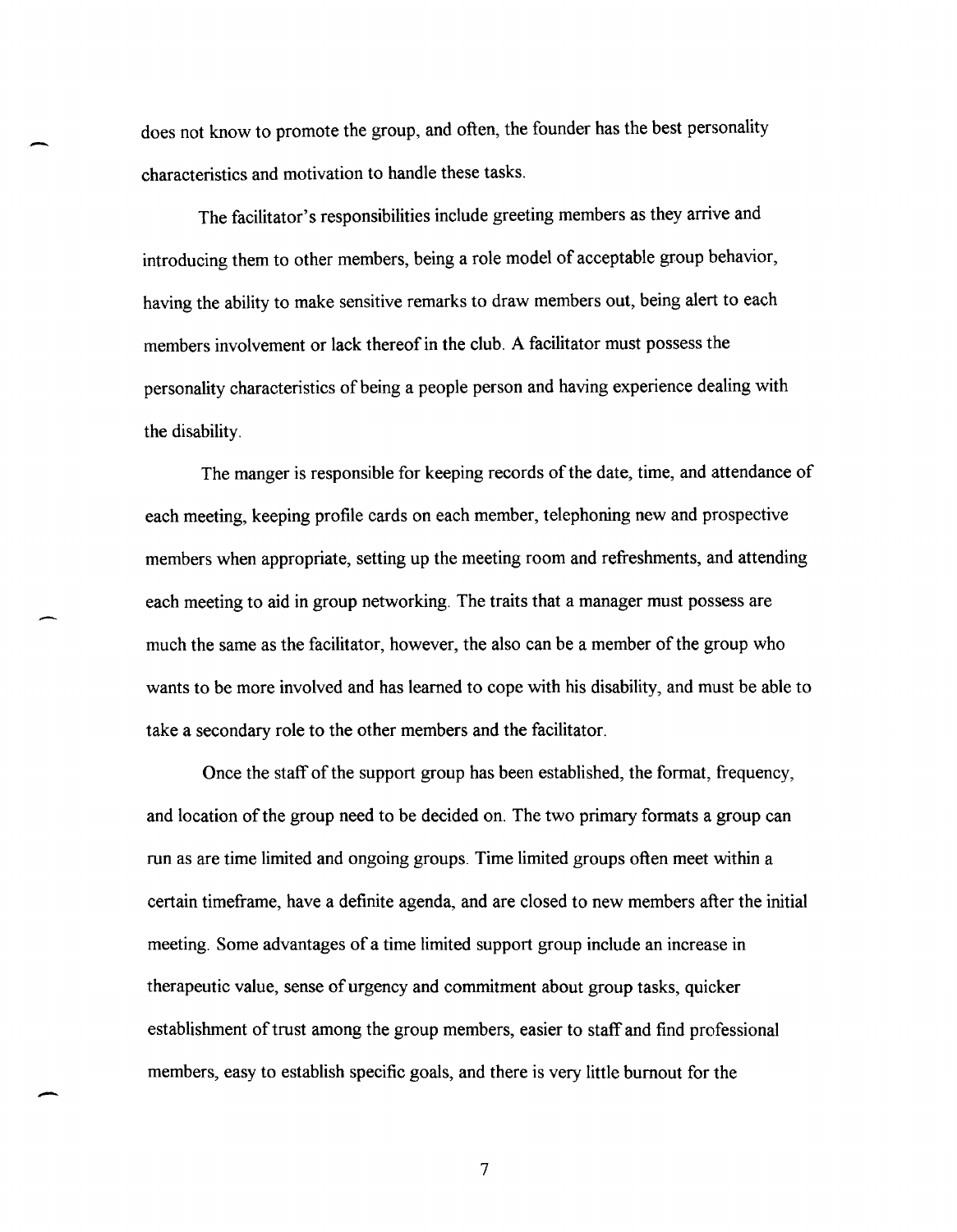does not know to promote the group, and often, the founder has the best personality characteristics and motivation to handle these tasks.

The facilitator's responsibilities include greeting members as they arrive and introducing them to other members, being a role model of acceptable group behavior, having the ability to make sensitive remarks to draw members out, being alert to each members involvement or lack thereof in the club. A facilitator must possess the personality characteristics of being a people person and having experience dealing with the disability.

The manger is responsible for keeping records of the date, time, and attendance of each meeting, keeping profile cards on each member, telephoning new and prospective members when appropriate, setting up the meeting room and refreshments, and attending each meeting to aid in group networking. The traits that a manager must possess are much the same as the facilitator, however, the also can be a member of the group who wants to be more involved and has learned to cope with his disability, and must be able to take a secondary role to the other members and the facilitator.

Once the staff of the support group has been established, the format, frequency, and location of the group need to be decided on. The two primary formats a group can run as are time limited and ongoing groups. Time limited groups often meet within a certain timeframe, have a definite agenda, and are closed to new members after the initial meeting. Some advantages of a time limited support group include an increase in therapeutic value, sense of urgency and commitment about group tasks, quicker establishment of trust among the group members, easier to staff and find professional members, easy to establish specific goals, and there is very little burnout for the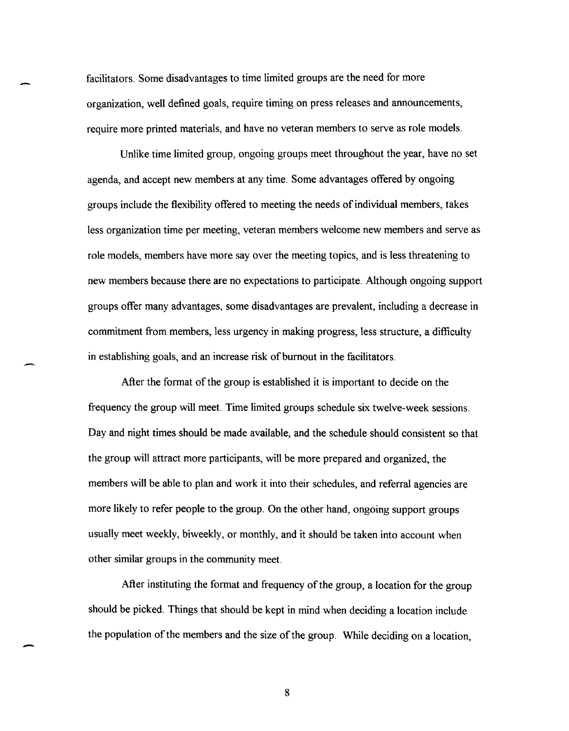facilitators. Some disadvantages to time limited groups are the need for more organization, well defined goals, require timing on press releases and announcements, require more printed materials, and have no veteran members to serve as role models.

Unlike time limited group, ongoing groups meet throughout the year, have no set agenda, and accept new members at any time. Some advantages offered by ongoing groups include the flexibility offered to meeting the needs of individual members, takes less organization time per meeting, veteran members welcome new members and serve as role models, members have more say over the meeting topics, and is less threatening to new members because there are no expectations to participate. Although ongoing support groups offer many advantages, some disadvantages are prevalent, including a decrease in commitment from members, less urgency in making progress, less structure, a difficulty in establishing goals, and an increase risk of burnout in the facilitators.

After the format of the group is established it is important to decide on the frequency the group will meet. Time limited groups schedule six twelve-week sessions. Day and night times should be made available, and the schedule should consistent so that the group will attract more participants, will be more prepared and organized, the members will be able to plan and work it into their schedules, and referral agencies are more likely to refer people to the group. On the other hand, ongoing support groups usually meet weekly, biweekly, or monthly, and it should be taken into account when other similar groups in the community meet.

After instituting the format and frequency of the group, a location for the group should be picked. Things that should be kept in mind when deciding a location include the population of the members and the size of the group. While deciding on a location,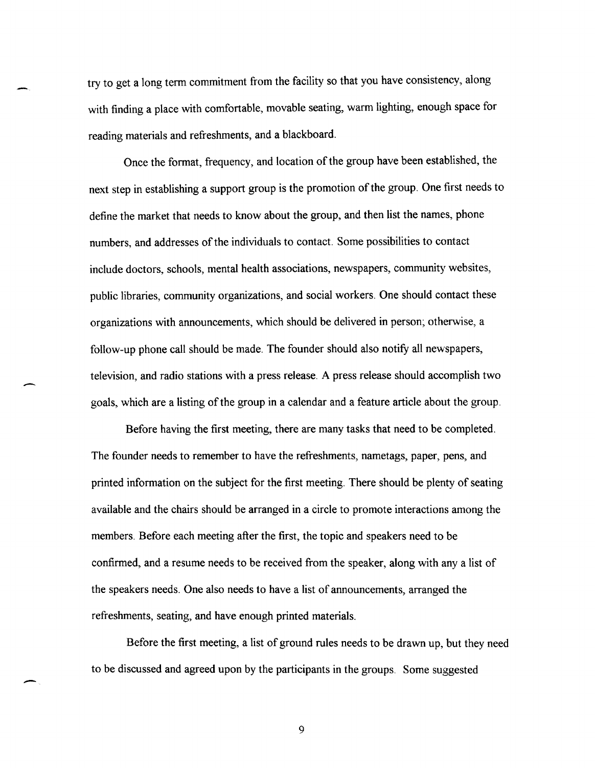try to get a long term commitment from the facility so that you have consistency, along with finding a place with comfortable, movable seating, warm lighting, enough space for reading materials and refreshments, and a blackboard.

Once the format, frequency, and location of the group have been established, the next step in establishing a support group is the promotion of the group. One first needs to define the market that needs to know about the group, and then list the names, phone numbers, and addresses of the individuals to contact. Some possibilities to contact include doctors, schools, mental health associations, newspapers, community websites, public libraries, community organizations, and social workers. One should contact these organizations with announcements, which should be delivered in person; otherwise, a follow-up phone call should be made. The founder should also notify all newspapers, television, and radio stations with a press release. A press release should accomplish two goals, which are a listing of the group in a calendar and a feature article about the group.

Before having the first meeting, there are many tasks that need to be completed. The founder needs to remember to have the refreshments, nametags, paper, pens, and printed information on the subject for the first meeting. There should be plenty of seating available and the chairs should be arranged in a circle to promote interactions among the members. Before each meeting after the first, the topic and speakers need to be confirmed, and a resume needs to be received from the speaker, along with any a list of the speakers needs. One also needs to have a list of announcements, arranged the refreshments, seating, and have enough printed materials.

Before the first meeting, a list of ground rules needs to be drawn up, but they need to be discussed and agreed upon by the participants in the groups. Some suggested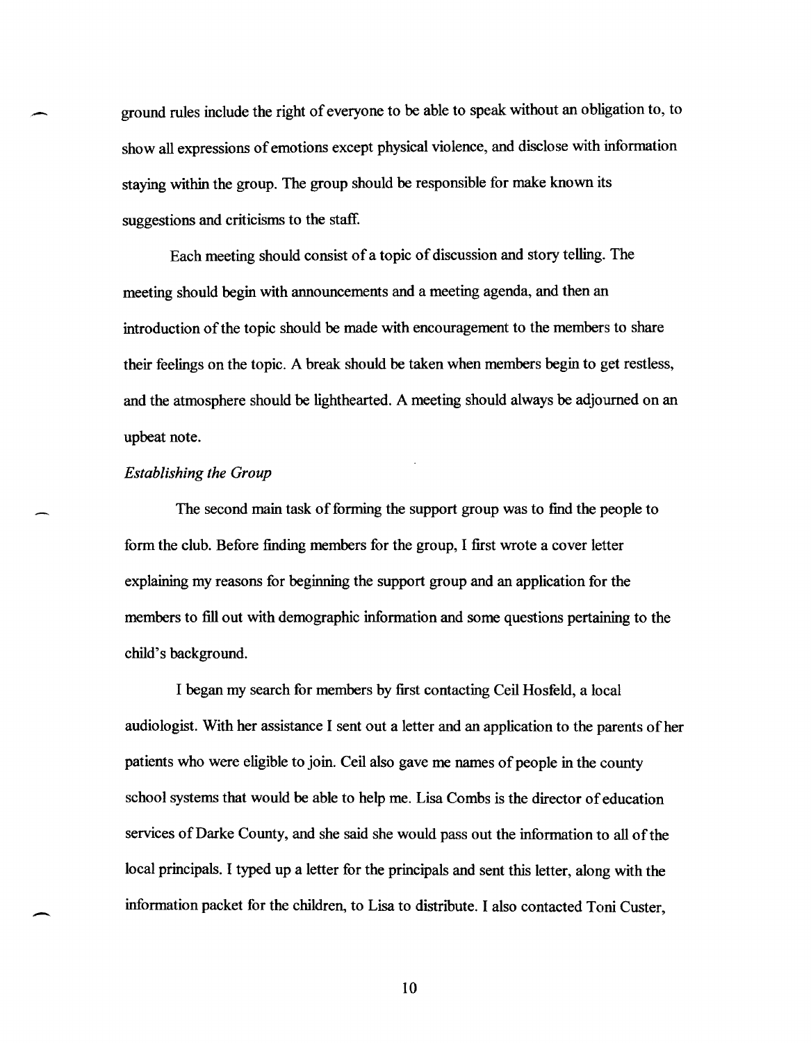ground rules include the right of everyone to be able to speak without an obligation to, to show all expressions of emotions except physical violence, and disclose with information staying within the group. The group should be responsible for make known its suggestions and criticisms to the staff.

Each meeting should consist of a topic of discussion and story telling. The meeting should begin with announcements and a meeting agenda, and then an introduction of the topic should be made with encouragement to the members to share their feelings on the topic. A break should be taken when members begin to get restless, and the atmosphere should be lighthearted. A meeting should always be adjourned on an upbeat note.

*Establishing the Group*

The second main task of forming the support group was to find the people to form the club. Before finding members for the group, I first wrote a cover letter explaining my reasons for beginning the support group and an application for the members to fill out with demographic information and some questions pertaining to the child's background.

I began my search for members by first contacting Ceil Hosfeld, a local audiologist. With her assistance I sent out a letter and an application to the parents of her patients who were eligible to join. Ceil also gave me names of people in the county school systems that would be able to help me. Lisa Combs is the director of education services of Darke County, and she said she would pass out the information to all of the local principals. I typed up a letter for the principals and sent this letter, along with the information packet for the children, to Lisa to distribute. I also contacted Toni Custer,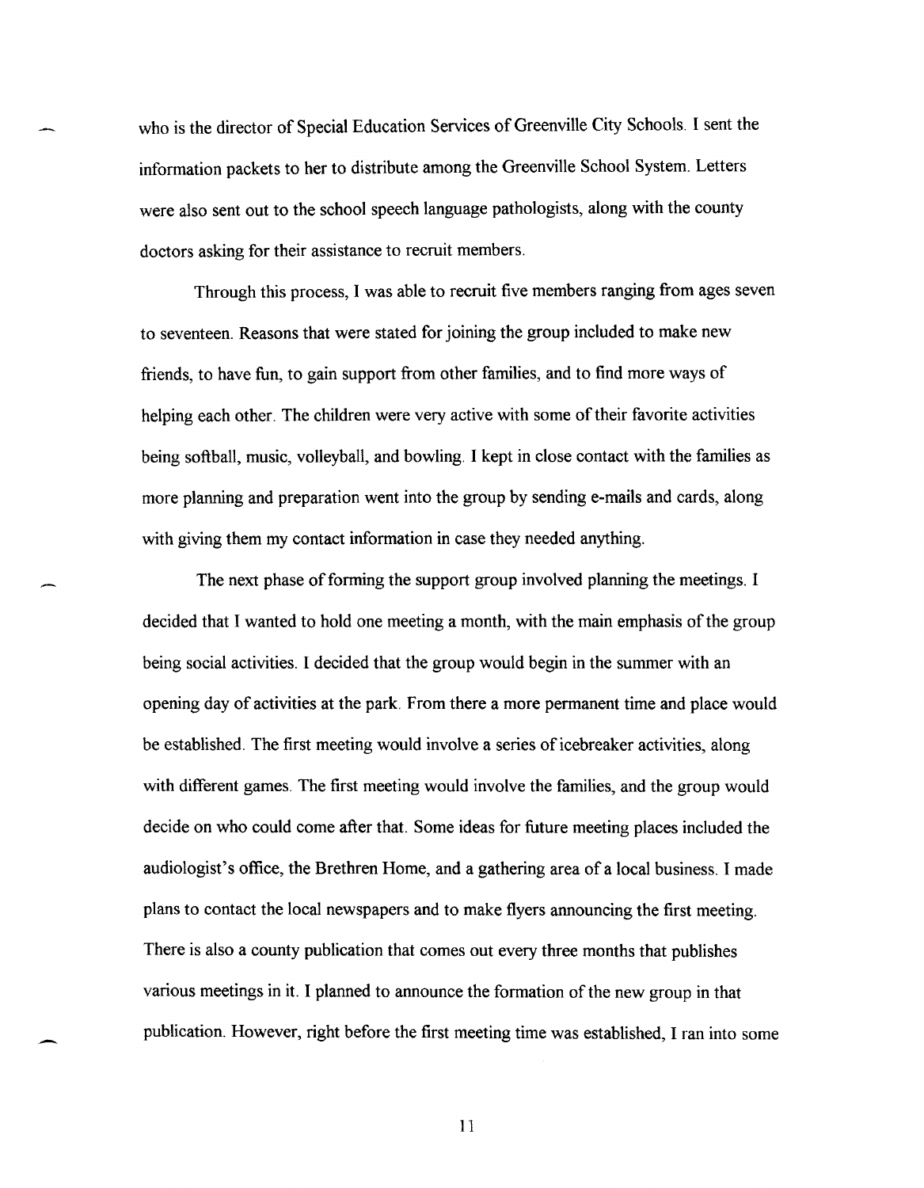who is the director of Special Education Services of Greenville City Schools. I sent the information packets to her to distribute among the Greenville School System. Letters were also sent out to the school speech language pathologists, along with the county doctors asking for their assistance to recruit members.

Through this process, I was able to recruit five members ranging from ages seven to seventeen. Reasons that were stated for joining the group included to make new friends, to have fun, to gain support from other families, and to find more ways of helping each other. The children were very active with some of their favorite activities being softball, music, volleyball, and bowling. I kept in close contact with the families as more planning and preparation went into the group by sending e-mails and cards, along with giving them my contact information in case they needed anything.

The next phase of forming the support group involved planning the meetings. I decided that I wanted to hold one meeting a month, with the main emphasis of the group being social activities. I decided that the group would begin in the summer with an opening day of activities at the park. From there a more permanent time and place would be established. The first meeting would involve a series of icebreaker activities, along with different games. The first meeting would involve the families, and the group would decide on who could come after that. Some ideas for future meeting places included the audiologist's office, the Brethren Home, and a gathering area of a local business. I made plans to contact the local newspapers and to make flyers announcing the first meeting. There is also a county publication that comes out every three months that publishes various meetings in it. I planned to announce the formation of the new group in that publication. However, right before the first meeting time was established, I ran into some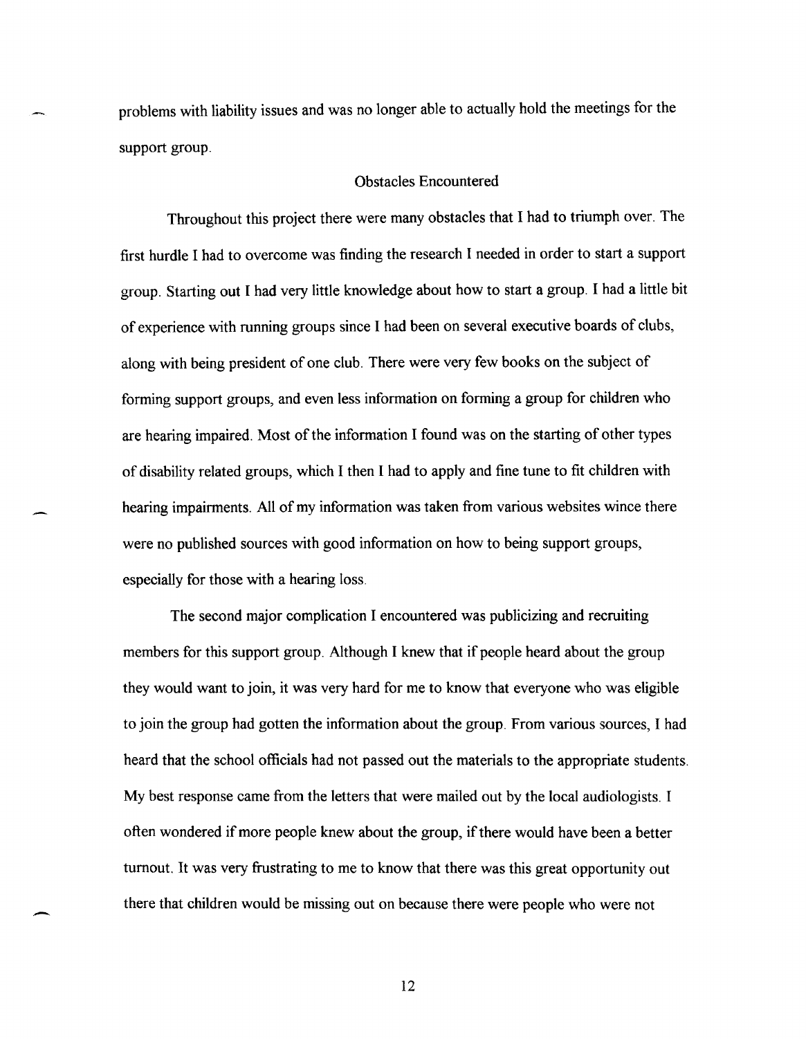problems with liability issues and was no longer able to actually hold the meetings for the support group.

## Obstacles Encountered

Throughout this project there were many obstacles that I had to triumph over. The first hurdle I had to overcome was finding the research I needed in order to start a support group. Starting out I had very little knowledge about how to start a group. I had a little bit of experience with running groups since I had been on several executive boards of clubs, along with being president of one club. There were very few books on the subject of forming support groups, and even less information on forming a group for children who are hearing impaired. Most of the information I found was on the starting of other types of disability related groups, which I then I had to apply and fine tune to fit children with hearing impairments. All of my information was taken from various websites wince there were no published sources with good information on how to being support groups, especially for those with a hearing loss.

The second major complication I encountered was publicizing and recruiting members for this support group. Although I knew that if people heard about the group they would want to join, it was very hard for me to know that everyone who was eligible to join the group had gotten the information about the group. From various sources, I had heard that the school officials had not passed out the materials to the appropriate students. My best response came from the letters that were mailed out by the local audiologists. I often wondered if more people knew about the group, if there would have been a better turnout. It was very frustrating to me to know that there was this great opportunity out there that children would be missing out on because there were people who were not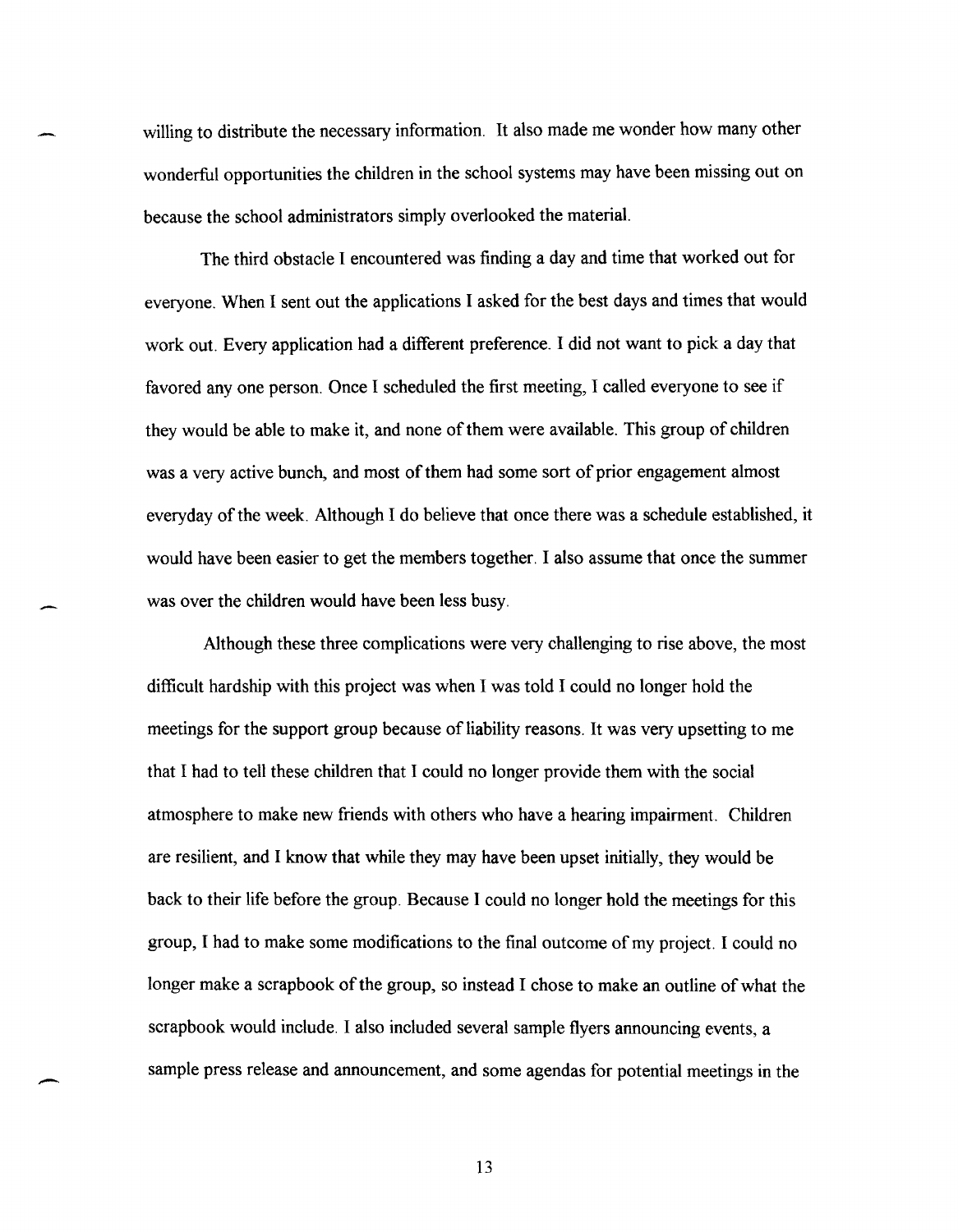willing to distribute the necessary information. It also made me wonder how many other wonderful opportunities the children in the school systems may have been missing out on because the school administrators simply overlooked the material.

The third obstacle I encountered was finding a day and time that worked out for everyone. When I sent out the applications I asked for the best days and times that would work out. Every application had a different preference. I did not want to pick a day that favored any one person. Once I scheduled the first meeting, I called everyone to see if they would be able to make it, and none of them were available. This group of children was a very active bunch, and most of them had some sort of prior engagement almost everyday of the week. Although I do believe that once there was a schedule established, it would have been easier to get the members together. I also assume that once the summer was over the children would have been less busy.

Although these three complications were very challenging to rise above, the most difficult hardship with this project was when I was told I could no longer hold the meetings for the support group because of liability reasons. It was very upsetting to me that I had to tell these children that I could no longer provide them with the social atmosphere to make new friends with others who have a hearing impairment. Children are resilient, and I know that while they may have been upset initially, they would be back to their life before the group. Because I could no longer hold the meetings for this group, I had to make some modifications to the final outcome of my project. I could no longer make a scrapbook of the group, so instead I chose to make an outline of what the scrapbook would include. I also included several sample flyers announcing events, a sample press release and announcement, and some agendas for potential meetings in the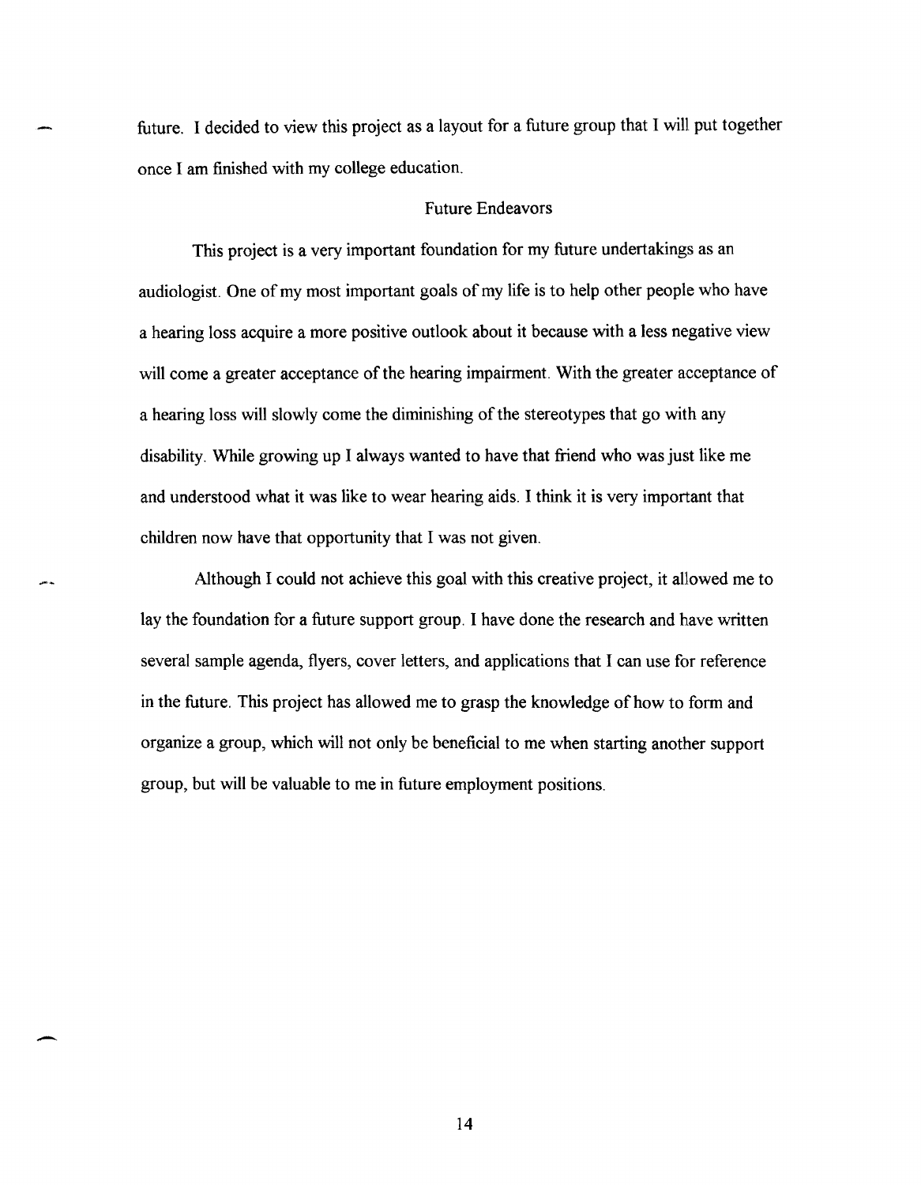future. I decided to view this project as a layout for a future group that I will put together once I am finished with my college education.

## Future Endeavors

This project is a very important foundation for my future undertakings as an audiologist. One of my most important goals of my life is to help other people who have a hearing loss acquire a more positive outlook about it because with a less negative view will come a greater acceptance of the hearing impairment. With the greater acceptance of a hearing loss will slowly come the diminishing of the stereotypes that go with any disability. While growing up I always wanted to have that friend who was just like me and understood what it was like to wear hearing aids. I think it is very important that children now have that opportunity that I was not given.

Although I could not achieve this goal with this creative project, it allowed me to lay the foundation for a future support group. I have done the research and have written several sample agenda, flyers, cover letters, and applications that I can use for reference in the future. This project has allowed me to grasp the knowledge of how to form and organize a group, which will not only be beneficial to me when starting another support group, but will be valuable to me in future employment positions.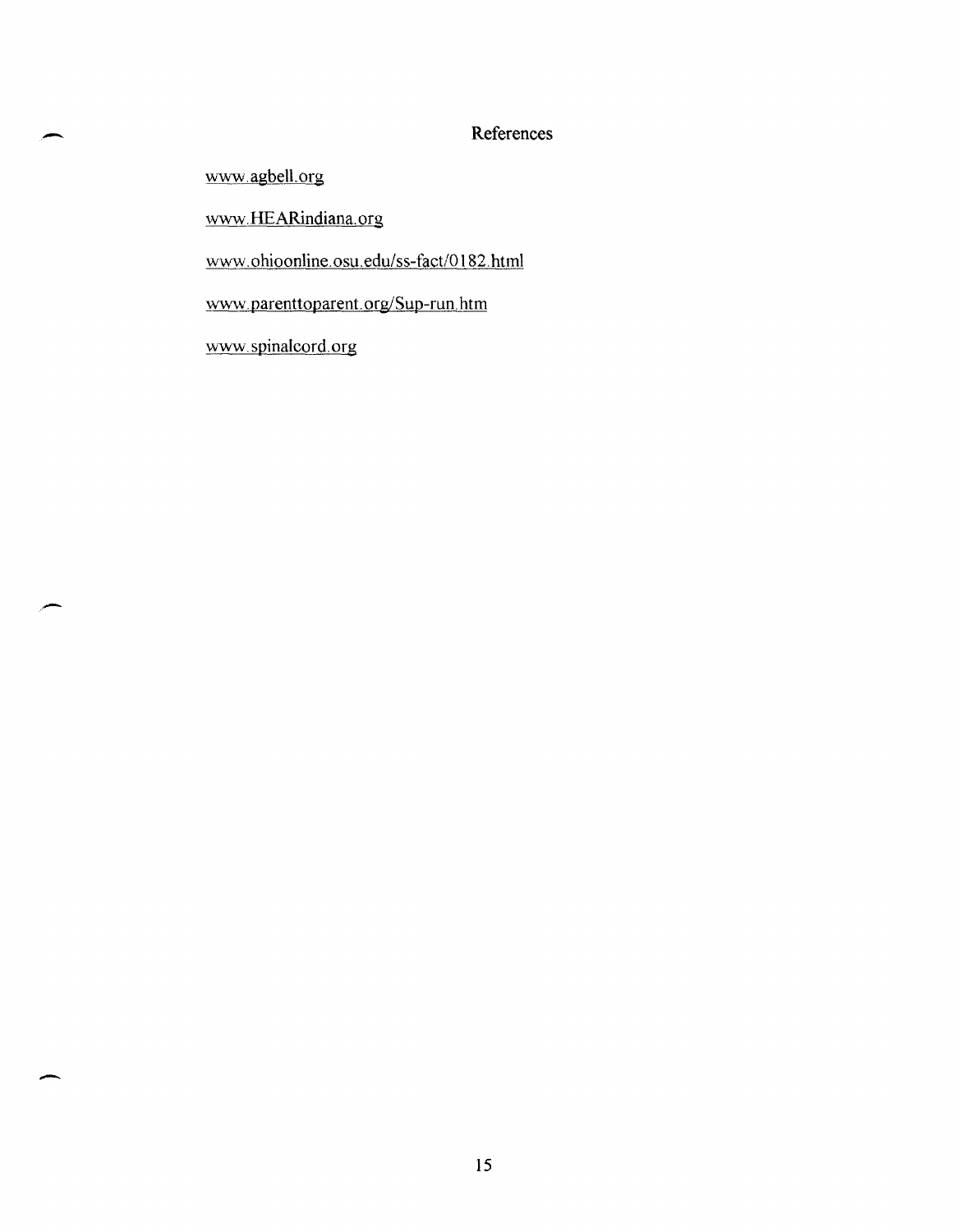# References

www.agbell.org

www.HEARindiana.org

www.ohioonline.osu.edu/ss-fact/0182.html

www.parenttoparent.org/Sup-run.htm

www.spinalcord.org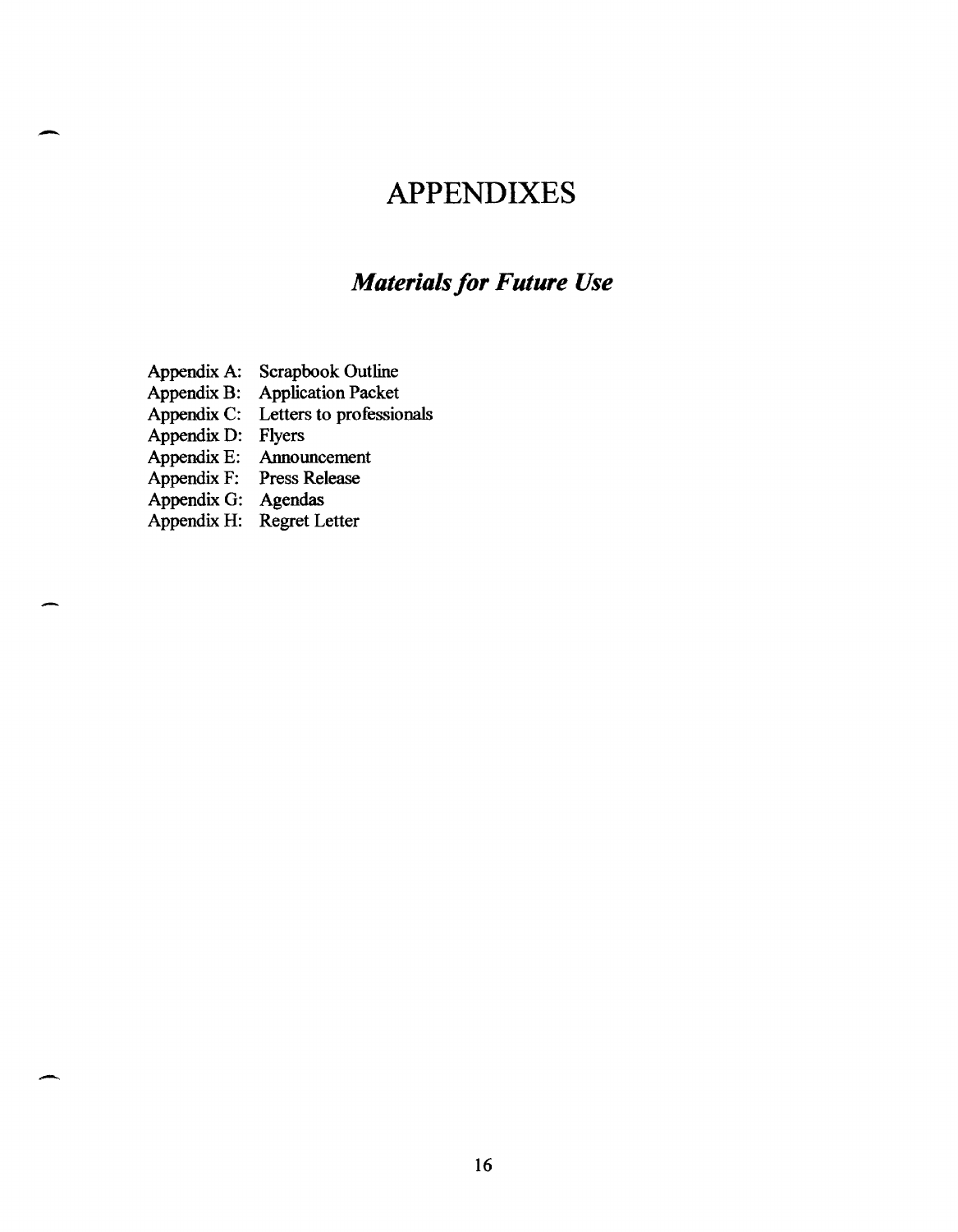# APPENDIXES

## *Materials for Future Use*

Appendix A: Scrapbook Outline
Appendix B: Application Packet
Appendix C: Letters to professionals
Appendix D: Flyers
Appendix E: Announcement
Appendix F: Press Release
Appendix G: Agendas
Appendix H: Regret Letter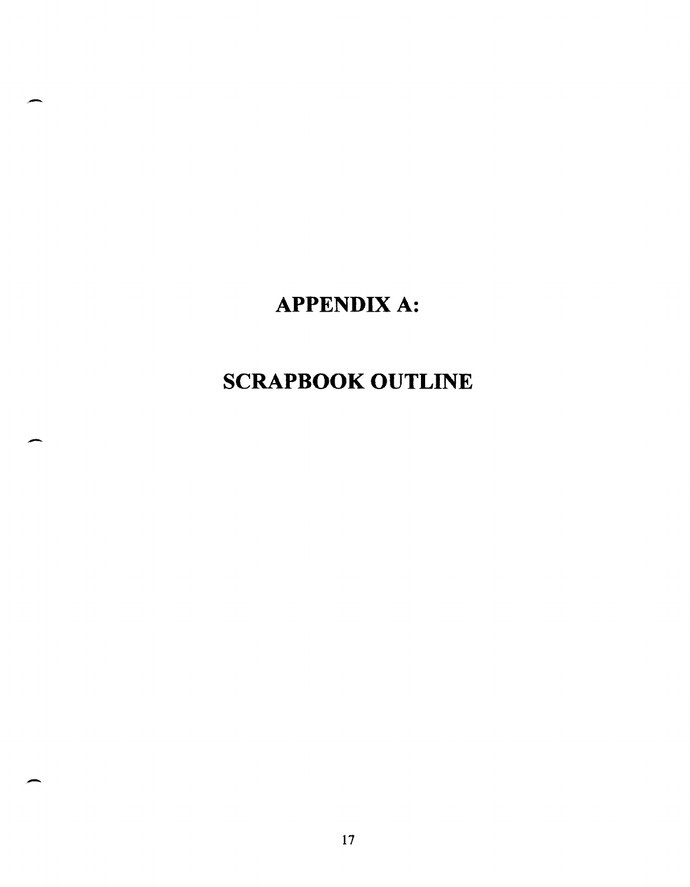# APPENDIX A:

# SCRAPBOOK OUTLINE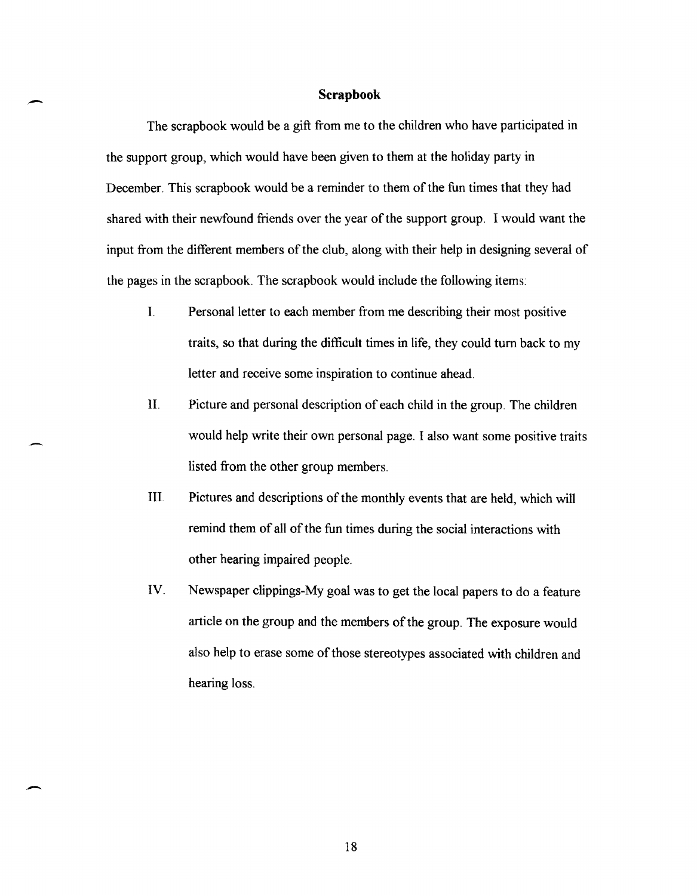## Scrapbook

The scrapbook would be a gift from me to the children who have participated in the support group, which would have been given to them at the holiday party in December. This scrapbook would be a reminder to them of the fun times that they had shared with their newfound friends over the year of the support group. I would want the input from the different members of the club, along with their help in designing several of the pages in the scrapbook. The scrapbook would include the following items:

I. Personal letter to each member from me describing their most positive traits, so that during the difficult times in life, they could turn back to my letter and receive some inspiration to continue ahead.

II. Picture and personal description of each child in the group. The children would help write their own personal page. I also want some positive traits listed from the other group members.

III. Pictures and descriptions of the monthly events that are held, which will remind them of all of the fun times during the social interactions with other hearing impaired people.

IV. Newspaper clippings-My goal was to get the local papers to do a feature article on the group and the members of the group. The exposure would also help to erase some of those stereotypes associated with children and hearing loss.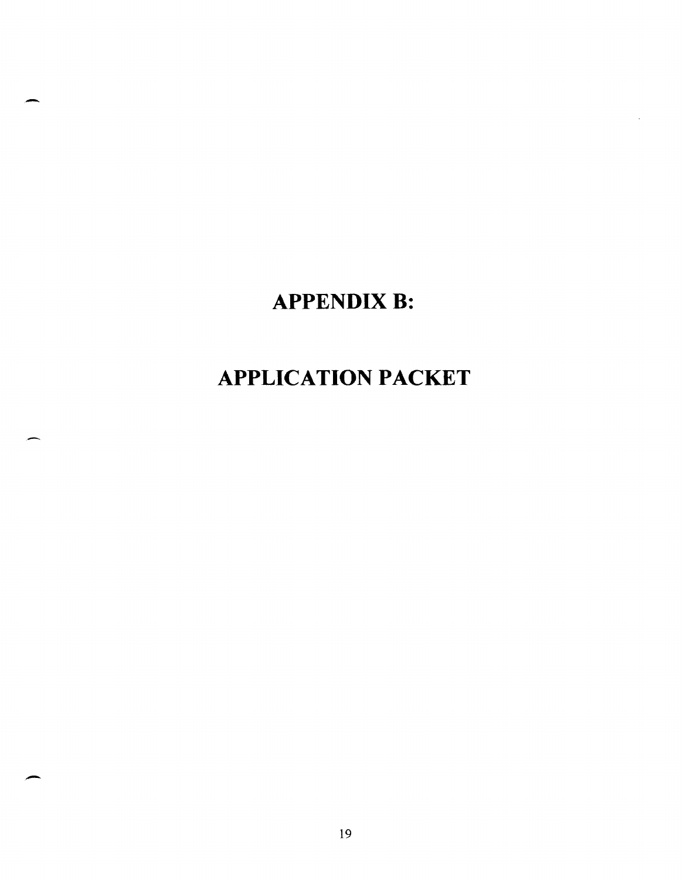# APPENDIX B:

# APPLICATION PACKET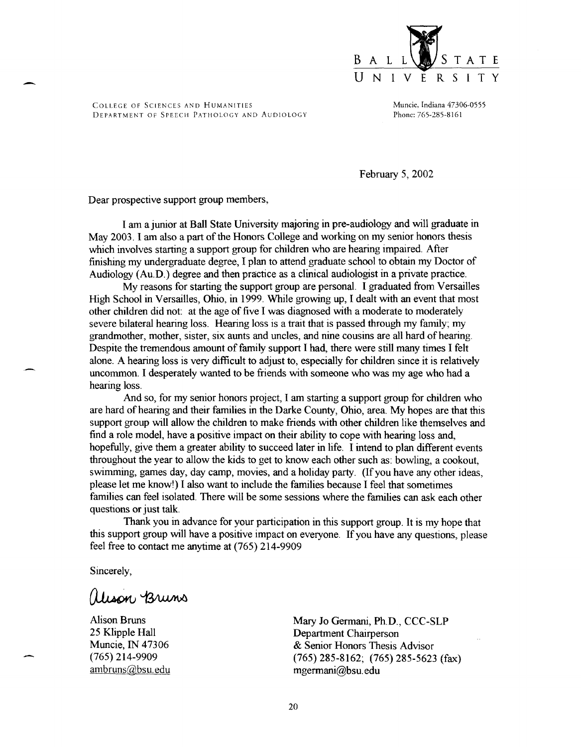BALL STATE UNIVERSITY

COLLEGE OF SCIENCES AND HUMANITIES
DEPARTMENT OF SPEECH PATHOLOGY AND AUDIOLOGY

Muncie, Indiana 47306-0555
Phone: 765-285-8161

February 5, 2002

Dear prospective support group members,

I am a junior at Ball State University majoring in pre-audiology and will graduate in May 2003. I am also a part of the Honors College and working on my senior honors thesis which involves starting a support group for children who are hearing impaired. After finishing my undergraduate degree, I plan to attend graduate school to obtain my Doctor of Audiology (Au.D.) degree and then practice as a clinical audiologist in a private practice.

My reasons for starting the support group are personal. I graduated from Versailles High School in Versailles, Ohio, in 1999. While growing up, I dealt with an event that most other children did not: at the age of five I was diagnosed with a moderate to moderately severe bilateral hearing loss. Hearing loss is a trait that is passed through my family; my grandmother, mother, sister, six aunts and uncles, and nine cousins are all hard of hearing. Despite the tremendous amount of family support I had, there were still many times I felt alone. A hearing loss is very difficult to adjust to, especially for children since it is relatively uncommon. I desperately wanted to be friends with someone who was my age who had a hearing loss.

And so, for my senior honors project, I am starting a support group for children who are hard of hearing and their families in the Darke County, Ohio, area. My hopes are that this support group will allow the children to make friends with other children like themselves and find a role model, have a positive impact on their ability to cope with hearing loss and, hopefully, give them a greater ability to succeed later in life. I intend to plan different events throughout the year to allow the kids to get to know each other such as: bowling, a cookout, swimming, games day, day camp, movies, and a holiday party. (If you have any other ideas, please let me know!) I also want to include the families because I feel that sometimes families can feel isolated. There will be some sessions where the families can ask each other questions or just talk.

Thank you in advance for your participation in this support group. It is my hope that this support group will have a positive impact on everyone. If you have any questions, please feel free to contact me anytime at (765) 214-9909

Sincerely,

*Alison Bruns*

Alison Bruns
25 Klipple Hall
Muncie, IN 47306
(765) 214-9909
ambruns@bsu.edu

Mary Jo Germani, Ph.D., CCC-SLP
Department Chairperson
& Senior Honors Thesis Advisor
(765) 285-8162; (765) 285-5623 (fax)
mgermani@bsu.edu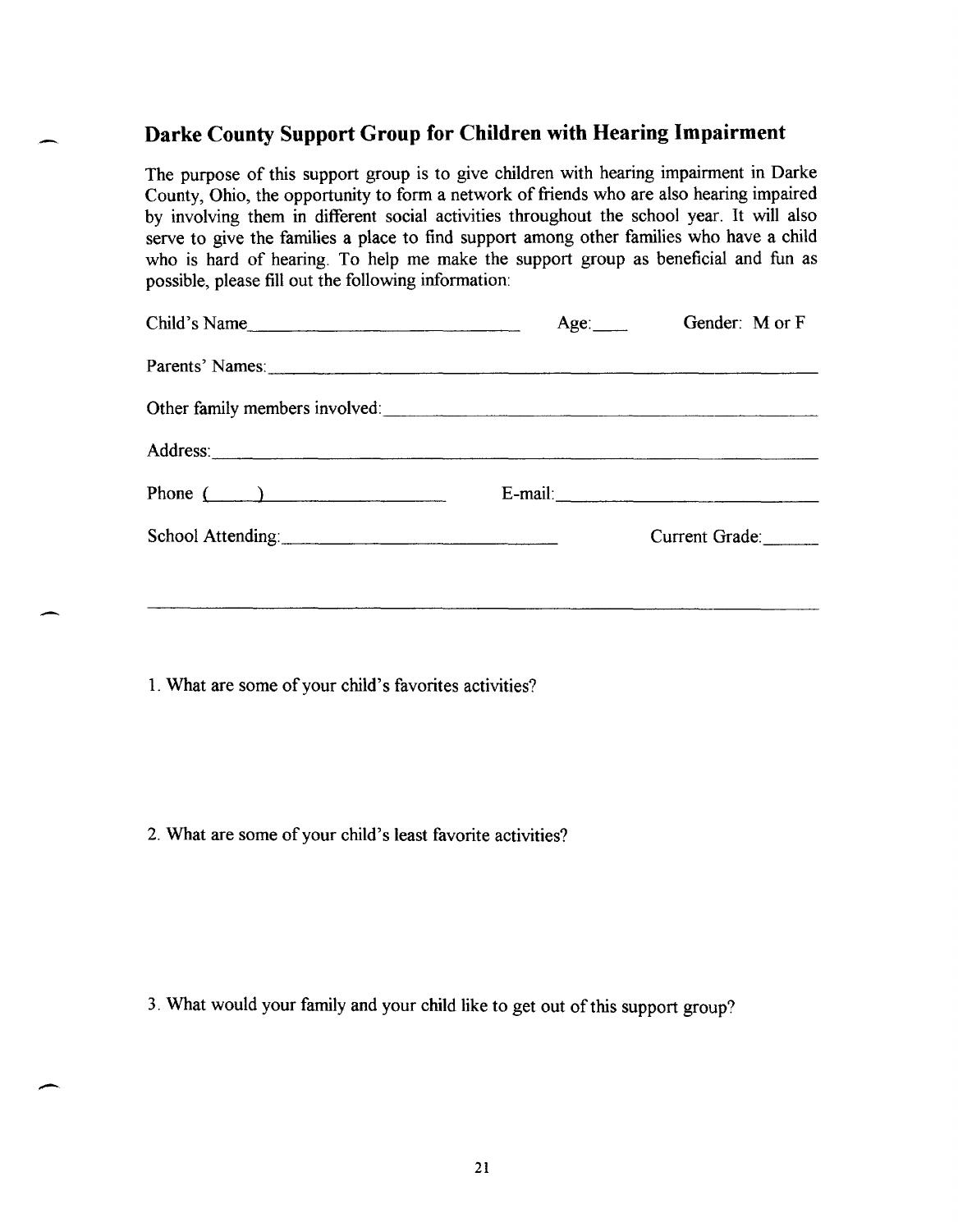## Darke County Support Group for Children with Hearing Impairment

The purpose of this support group is to give children with hearing impairment in Darke County, Ohio, the opportunity to form a network of friends who are also hearing impaired by involving them in different social activities throughout the school year. It will also serve to give the families a place to find support among other families who have a child who is hard of hearing. To help me make the support group as beneficial and fun as possible, please fill out the following information:

Child's Name______________________________ Age:____ Gender: M or F

Parents' Names:_______________________________________________________________

Other family members involved:_________________________________________________

Address:_____________________________________________________________________

Phone (____)___________________ E-mail:__________________________

School Attending:_____________________________ Current Grade:______

---

1. What are some of your child's favorites activities?

2. What are some of your child's least favorite activities?

3. What would your family and your child like to get out of this support group?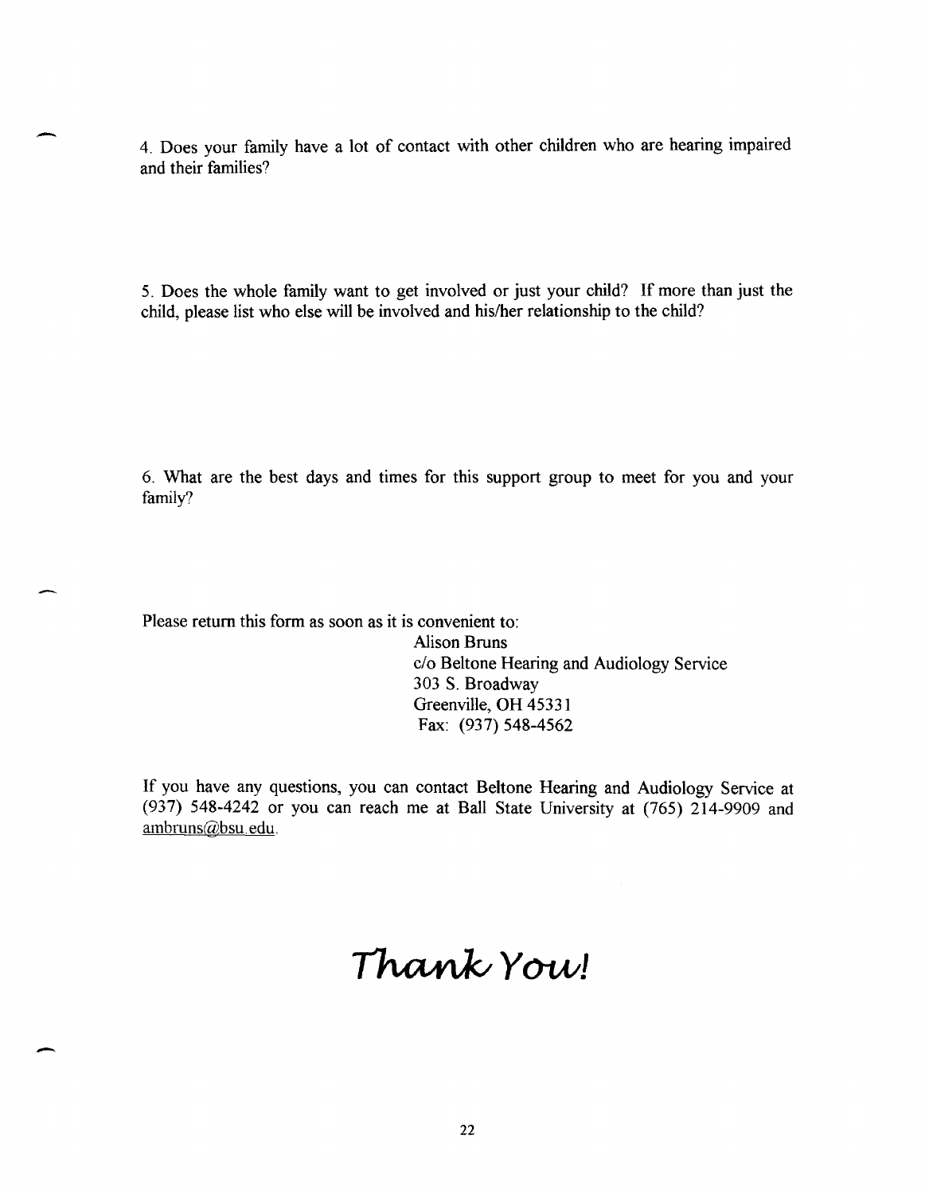4. Does your family have a lot of contact with other children who are hearing impaired and their families?

5. Does the whole family want to get involved or just your child? If more than just the child, please list who else will be involved and his/her relationship to the child?

6. What are the best days and times for this support group to meet for you and your family?

Please return this form as soon as it is convenient to:

Alison Bruns
c/o Beltone Hearing and Audiology Service
303 S. Broadway
Greenville, OH 45331
Fax: (937) 548-4562

If you have any questions, you can contact Beltone Hearing and Audiology Service at (937) 548-4242 or you can reach me at Ball State University at (765) 214-9909 and ambruns@bsu.edu.

# *Thank You!*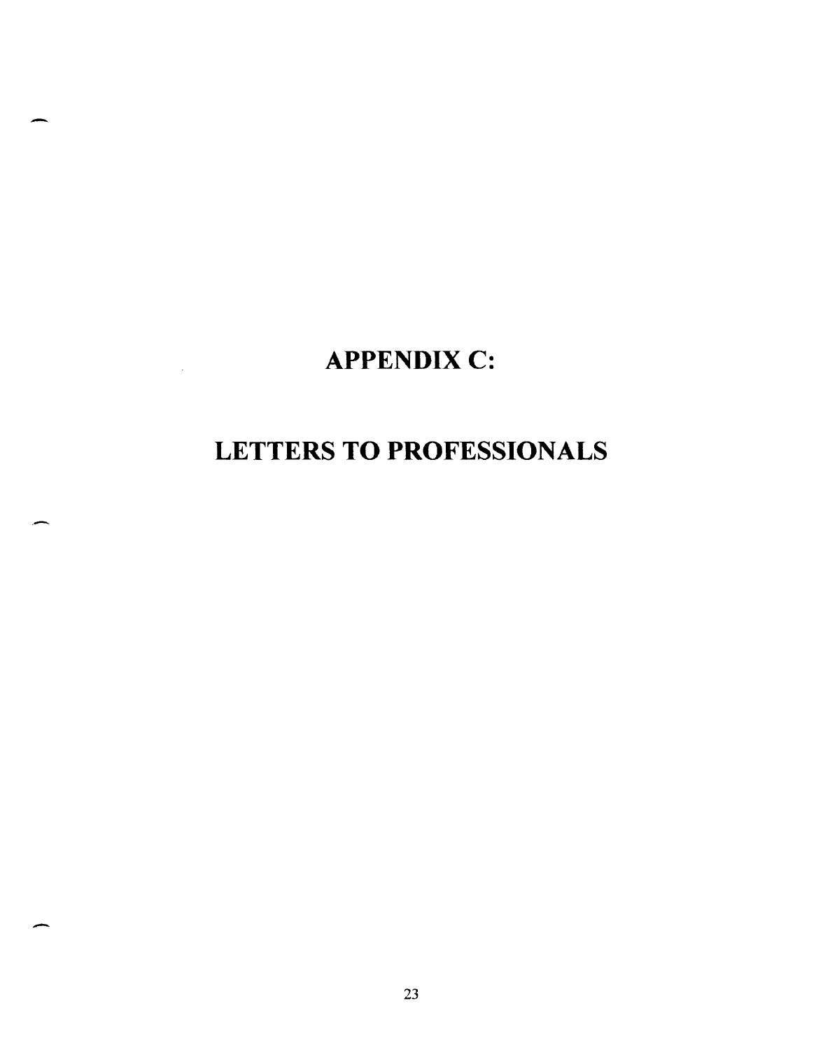# APPENDIX C:

# LETTERS TO PROFESSIONALS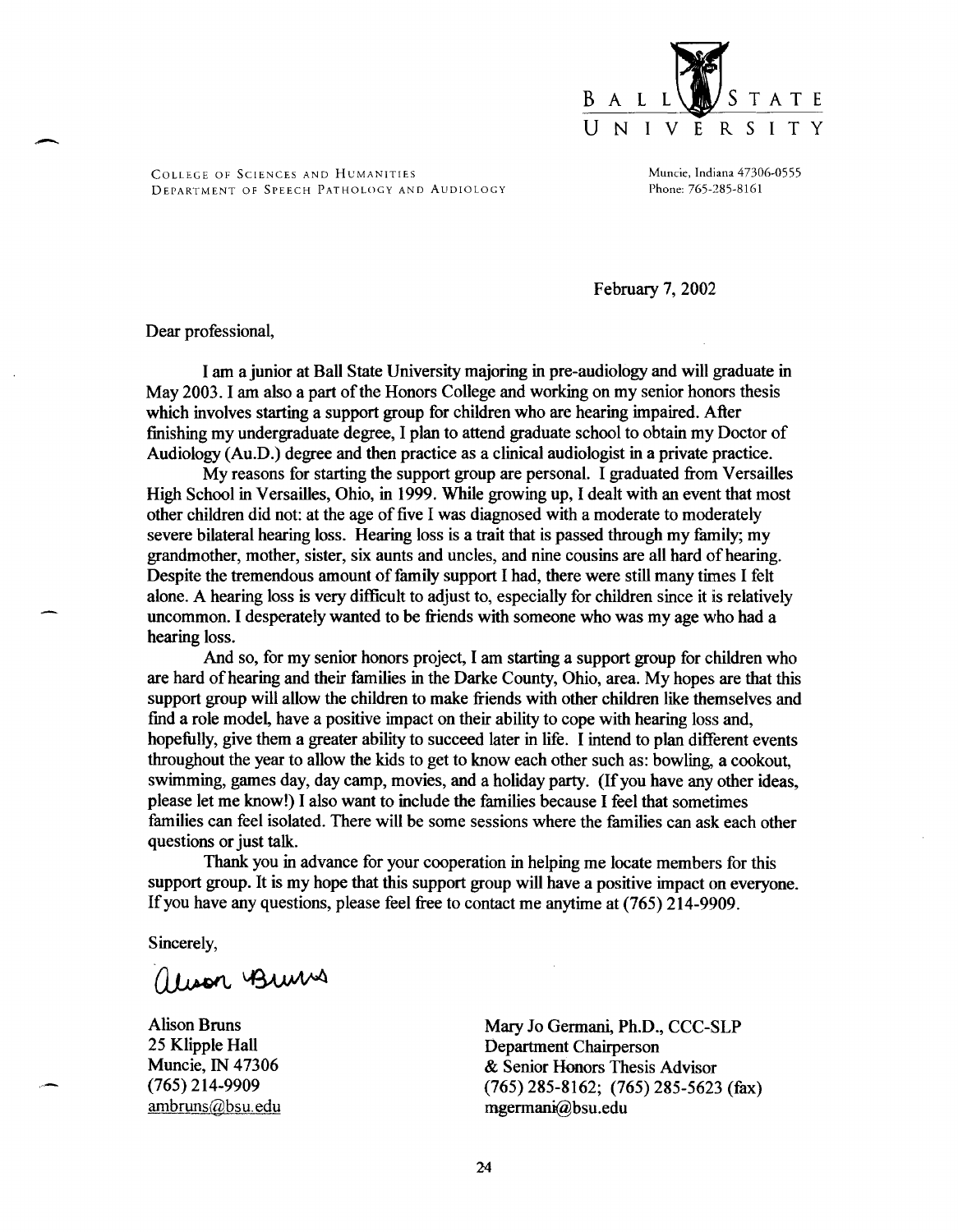BALL STATE UNIVERSITY

COLLEGE OF SCIENCES AND HUMANITIES
DEPARTMENT OF SPEECH PATHOLOGY AND AUDIOLOGY

Muncie, Indiana 47306-0555
Phone: 765-285-8161

February 7, 2002

Dear professional,

I am a junior at Ball State University majoring in pre-audiology and will graduate in May 2003. I am also a part of the Honors College and working on my senior honors thesis which involves starting a support group for children who are hearing impaired. After finishing my undergraduate degree, I plan to attend graduate school to obtain my Doctor of Audiology (Au.D.) degree and then practice as a clinical audiologist in a private practice.

My reasons for starting the support group are personal. I graduated from Versailles High School in Versailles, Ohio, in 1999. While growing up, I dealt with an event that most other children did not: at the age of five I was diagnosed with a moderate to moderately severe bilateral hearing loss. Hearing loss is a trait that is passed through my family; my grandmother, mother, sister, six aunts and uncles, and nine cousins are all hard of hearing. Despite the tremendous amount of family support I had, there were still many times I felt alone. A hearing loss is very difficult to adjust to, especially for children since it is relatively uncommon. I desperately wanted to be friends with someone who was my age who had a hearing loss.

And so, for my senior honors project, I am starting a support group for children who are hard of hearing and their families in the Darke County, Ohio, area. My hopes are that this support group will allow the children to make friends with other children like themselves and find a role model, have a positive impact on their ability to cope with hearing loss and, hopefully, give them a greater ability to succeed later in life. I intend to plan different events throughout the year to allow the kids to get to know each other such as: bowling, a cookout, swimming, games day, day camp, movies, and a holiday party. (If you have any other ideas, please let me know!) I also want to include the families because I feel that sometimes families can feel isolated. There will be some sessions where the families can ask each other questions or just talk.

Thank you in advance for your cooperation in helping me locate members for this support group. It is my hope that this support group will have a positive impact on everyone. If you have any questions, please feel free to contact me anytime at (765) 214-9909.

Sincerely,

Alison Bruns

Alison Bruns
25 Klipple Hall
Muncie, IN 47306
(765) 214-9909
ambruns@bsu.edu

Mary Jo Germani, Ph.D., CCC-SLP
Department Chairperson
& Senior Honors Thesis Advisor
(765) 285-8162; (765) 285-5623 (fax)
mgermani@bsu.edu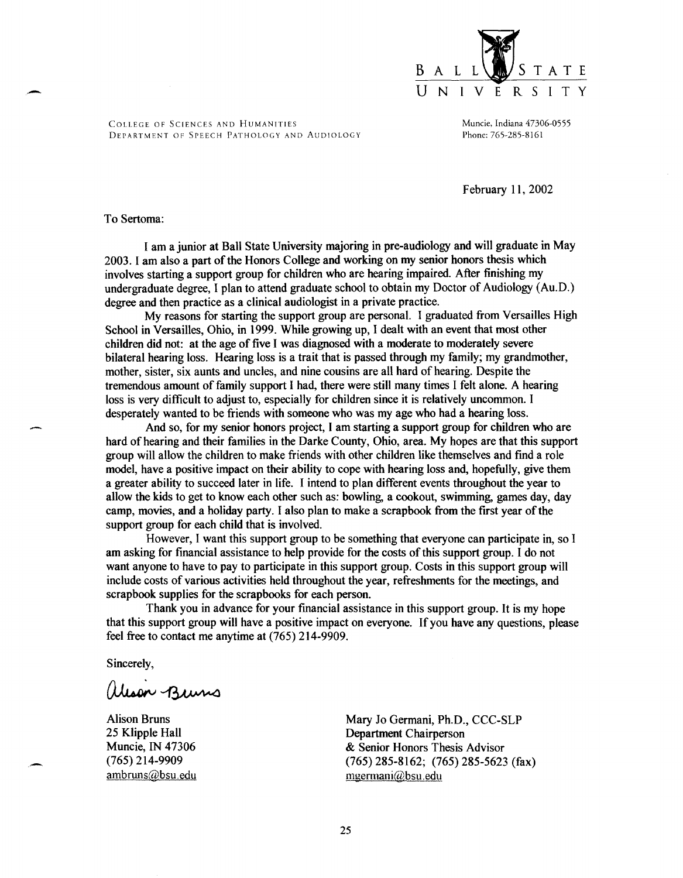BALL STATE UNIVERSITY

COLLEGE OF SCIENCES AND HUMANITIES
DEPARTMENT OF SPEECH PATHOLOGY AND AUDIOLOGY

Muncie, Indiana 47306-0555
Phone: 765-285-8161

February 11, 2002

To Sertoma:

I am a junior at Ball State University majoring in pre-audiology and will graduate in May 2003. I am also a part of the Honors College and working on my senior honors thesis which involves starting a support group for children who are hearing impaired. After finishing my undergraduate degree, I plan to attend graduate school to obtain my Doctor of Audiology (Au.D.) degree and then practice as a clinical audiologist in a private practice.

My reasons for starting the support group are personal. I graduated from Versailles High School in Versailles, Ohio, in 1999. While growing up, I dealt with an event that most other children did not: at the age of five I was diagnosed with a moderate to moderately severe bilateral hearing loss. Hearing loss is a trait that is passed through my family; my grandmother, mother, sister, six aunts and uncles, and nine cousins are all hard of hearing. Despite the tremendous amount of family support I had, there were still many times I felt alone. A hearing loss is very difficult to adjust to, especially for children since it is relatively uncommon. I desperately wanted to be friends with someone who was my age who had a hearing loss.

And so, for my senior honors project, I am starting a support group for children who are hard of hearing and their families in the Darke County, Ohio, area. My hopes are that this support group will allow the children to make friends with other children like themselves and find a role model, have a positive impact on their ability to cope with hearing loss and, hopefully, give them a greater ability to succeed later in life. I intend to plan different events throughout the year to allow the kids to get to know each other such as: bowling, a cookout, swimming, games day, day camp, movies, and a holiday party. I also plan to make a scrapbook from the first year of the support group for each child that is involved.

However, I want this support group to be something that everyone can participate in, so I am asking for financial assistance to help provide for the costs of this support group. I do not want anyone to have to pay to participate in this support group. Costs in this support group will include costs of various activities held throughout the year, refreshments for the meetings, and scrapbook supplies for the scrapbooks for each person.

Thank you in advance for your financial assistance in this support group. It is my hope that this support group will have a positive impact on everyone. If you have any questions, please feel free to contact me anytime at (765) 214-9909.

Sincerely,

Alison Bruns

Alison Bruns
25 Klipple Hall
Muncie, IN 47306
(765) 214-9909
ambruns@bsu.edu

Mary Jo Germani, Ph.D., CCC-SLP
Department Chairperson
& Senior Honors Thesis Advisor
(765) 285-8162; (765) 285-5623 (fax)
mgermani@bsu.edu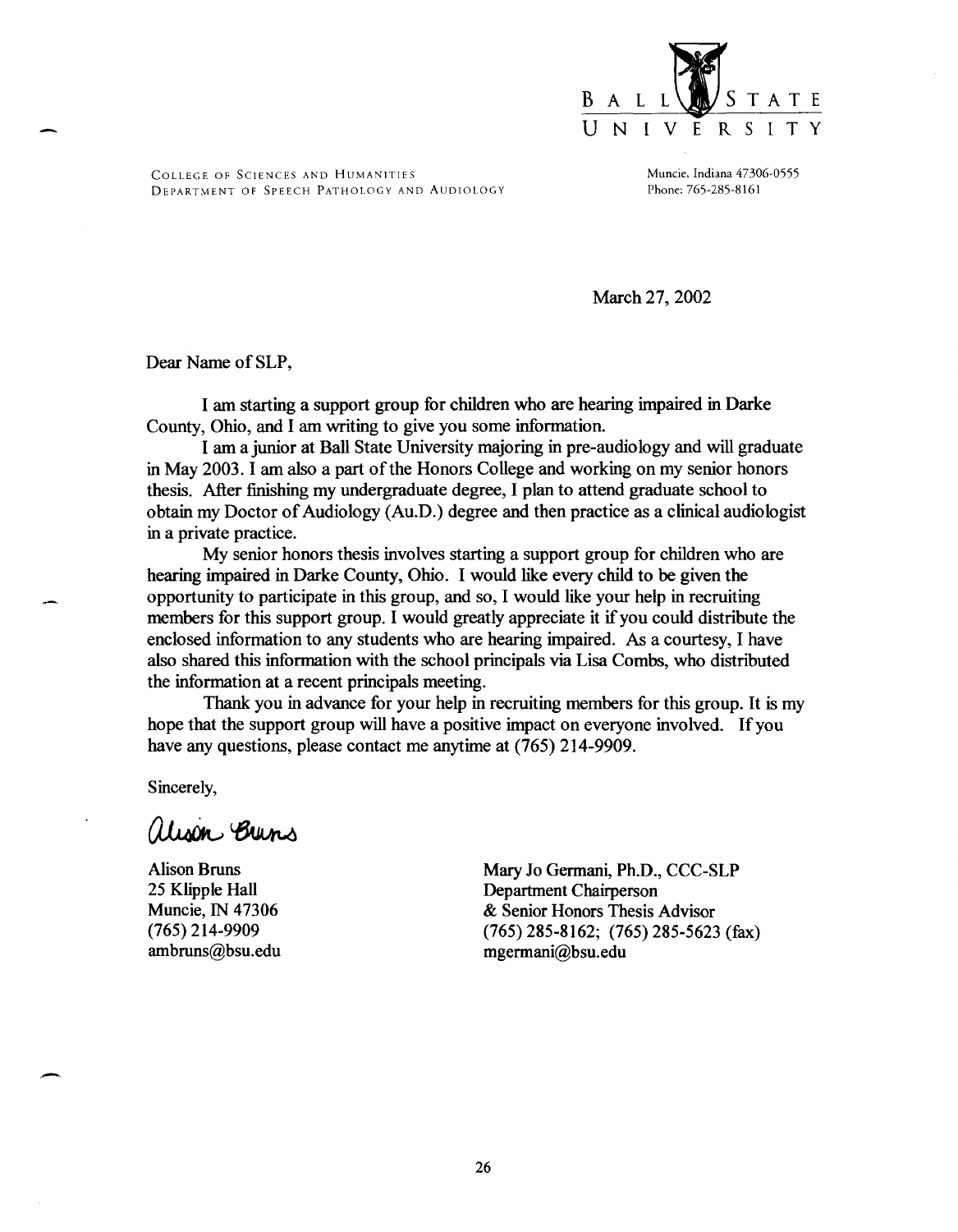BALL STATE UNIVERSITY

COLLEGE OF SCIENCES AND HUMANITIES
DEPARTMENT OF SPEECH PATHOLOGY AND AUDIOLOGY

Muncie, Indiana 47306-0555
Phone: 765-285-8161

March 27, 2002

Dear Name of SLP,

I am starting a support group for children who are hearing impaired in Darke County, Ohio, and I am writing to give you some information.

I am a junior at Ball State University majoring in pre-audiology and will graduate in May 2003. I am also a part of the Honors College and working on my senior honors thesis. After finishing my undergraduate degree, I plan to attend graduate school to obtain my Doctor of Audiology (Au.D.) degree and then practice as a clinical audiologist in a private practice.

My senior honors thesis involves starting a support group for children who are hearing impaired in Darke County, Ohio. I would like every child to be given the opportunity to participate in this group, and so, I would like your help in recruiting members for this support group. I would greatly appreciate it if you could distribute the enclosed information to any students who are hearing impaired. As a courtesy, I have also shared this information with the school principals via Lisa Combs, who distributed the information at a recent principals meeting.

Thank you in advance for your help in recruiting members for this group. It is my hope that the support group will have a positive impact on everyone involved. If you have any questions, please contact me anytime at (765) 214-9909.

Sincerely,

Alison Bruns

Alison Bruns
25 Klipple Hall
Muncie, IN 47306
(765) 214-9909
ambruns@bsu.edu

Mary Jo Germani, Ph.D., CCC-SLP
Department Chairperson
& Senior Honors Thesis Advisor
(765) 285-8162; (765) 285-5623 (fax)
mgermani@bsu.edu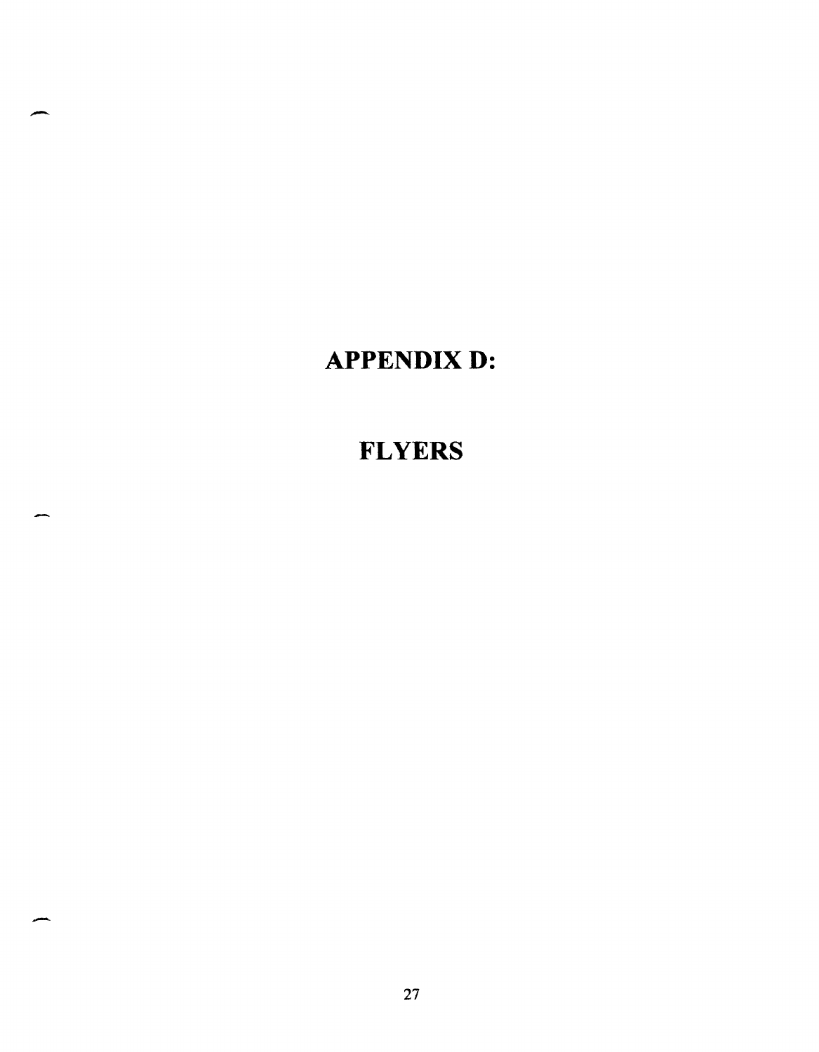# APPENDIX D:

# FLYERS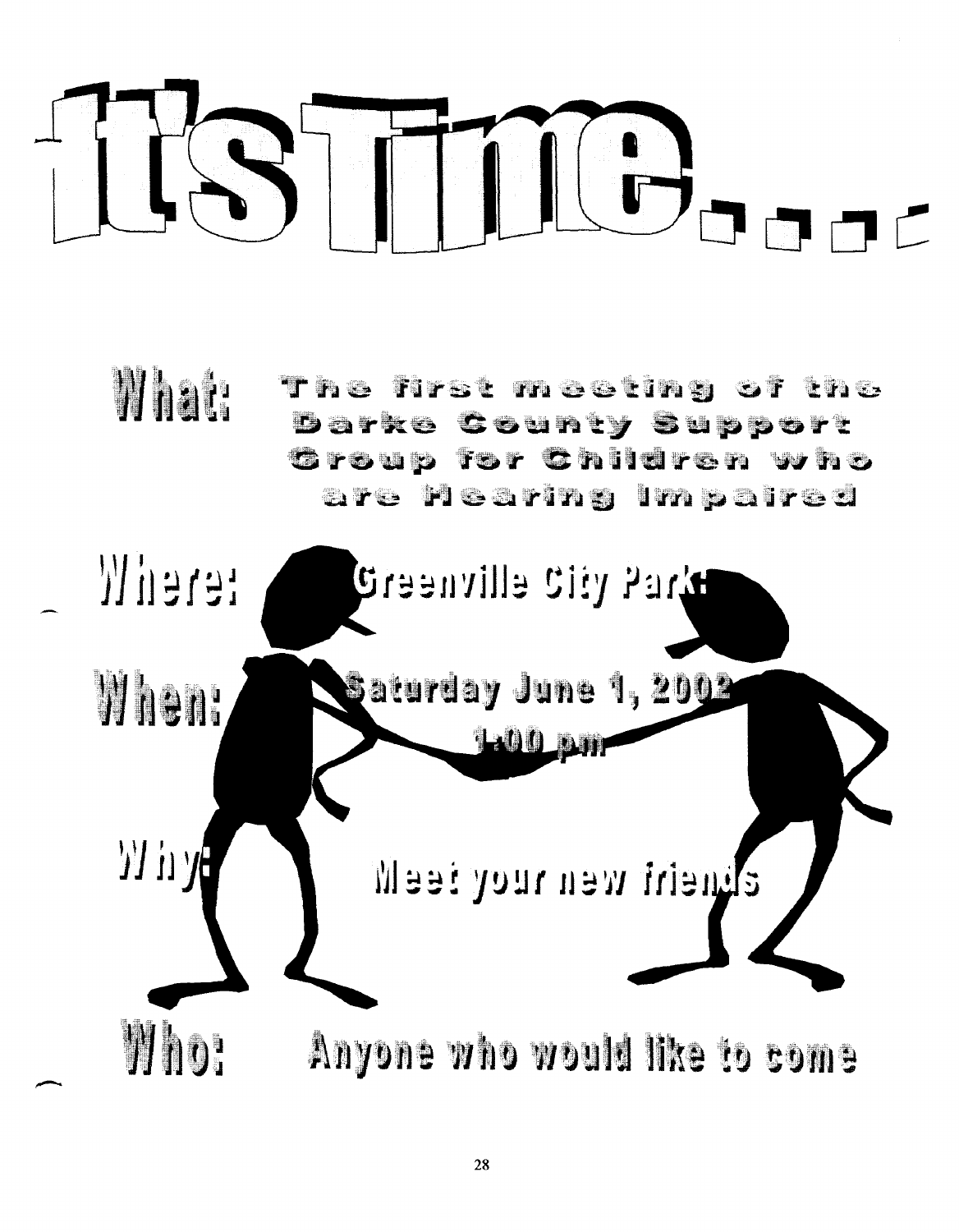# It's Time....

**What:** The first meeting of the Darke County Support Group for Children who are Hearing Impaired

**Where:** Greenville City Park:

**When:** Saturday June 1, 2002
1:00 pm

**Why:** Meet your new friends

**Who:** Anyone who would like to come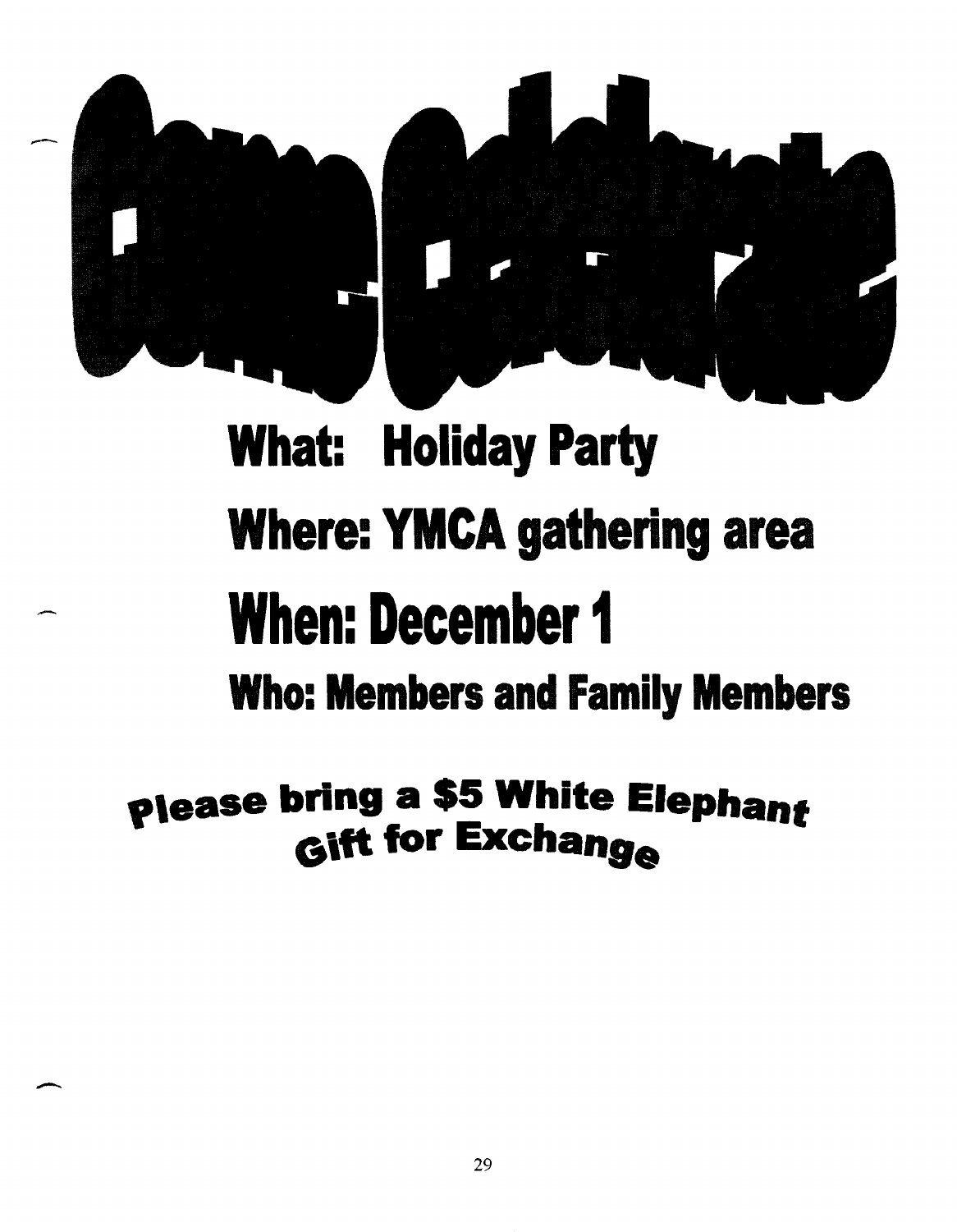# Come Celebrate

## What: Holiday Party

## Where: YMCA gathering area

## When: December 1

## Who: Members and Family Members

**Please bring a $5 White Elephant Gift for Exchange**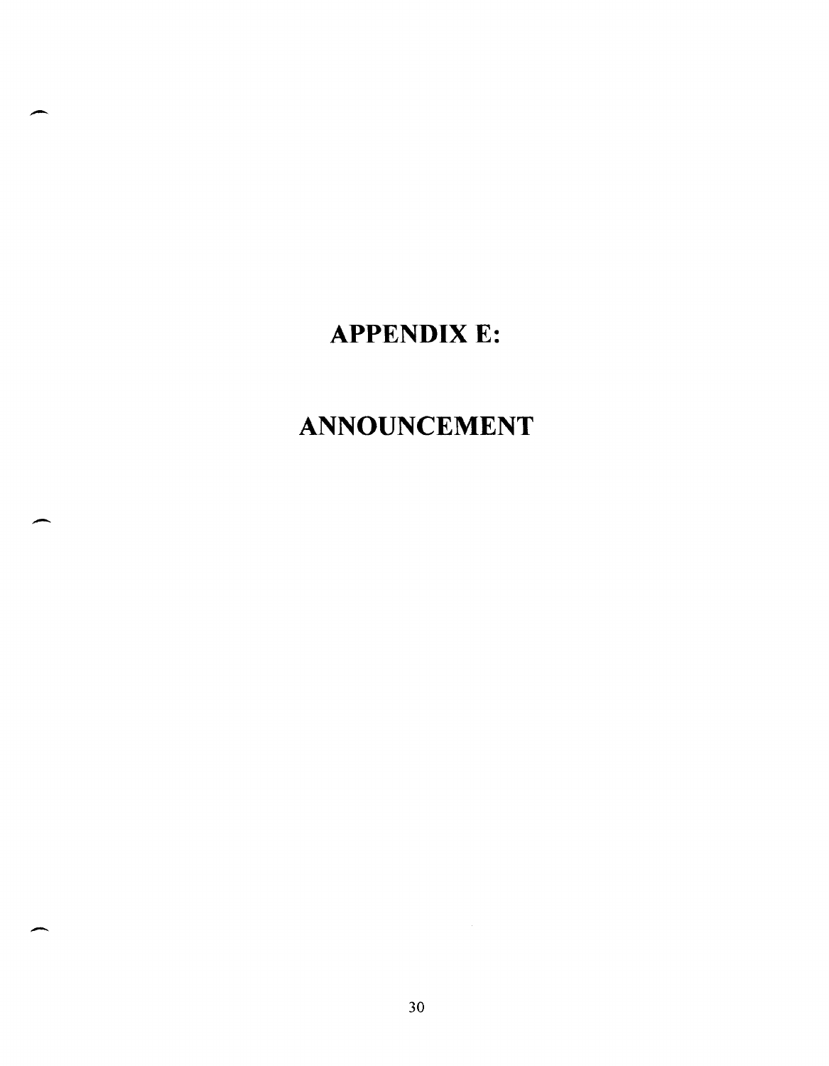# APPENDIX E:

# ANNOUNCEMENT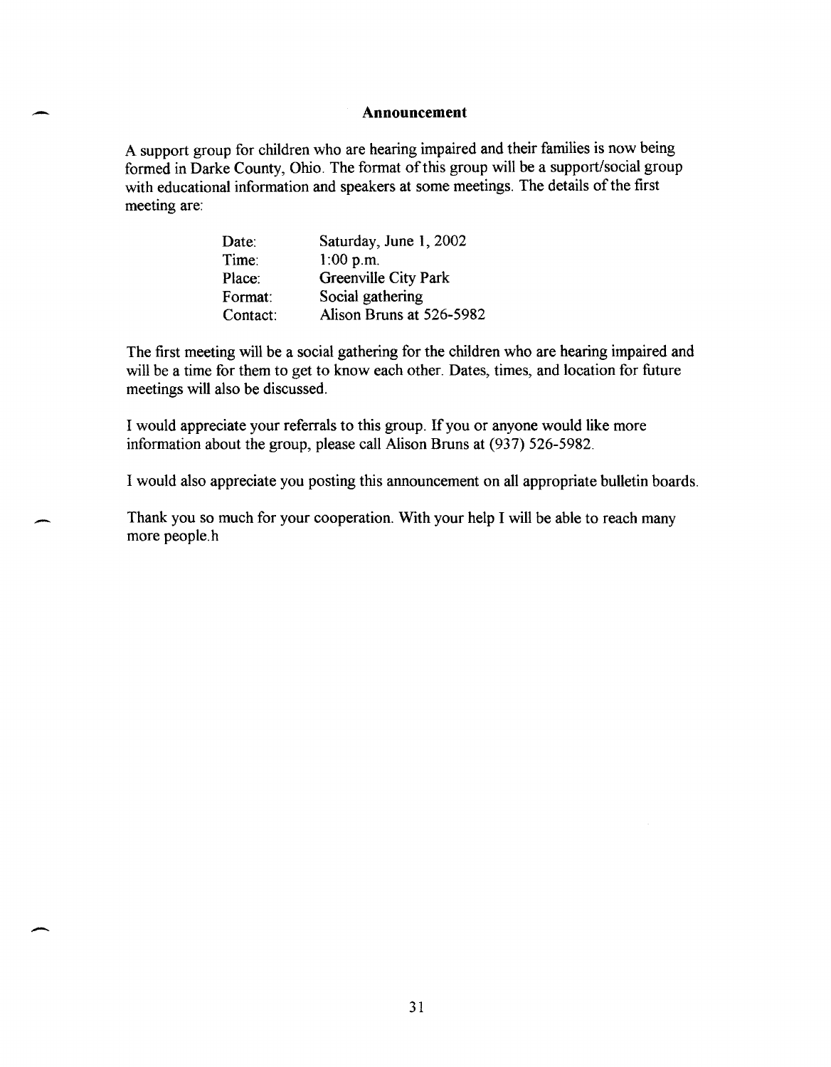### Announcement

A support group for children who are hearing impaired and their families is now being formed in Darke County, Ohio. The format of this group will be a support/social group with educational information and speakers at some meetings. The details of the first meeting are:

| | |
|---|---|
| Date: | Saturday, June 1, 2002 |
| Time: | 1:00 p.m. |
| Place: | Greenville City Park |
| Format: | Social gathering |
| Contact: | Alison Bruns at 526-5982 |

The first meeting will be a social gathering for the children who are hearing impaired and will be a time for them to get to know each other. Dates, times, and location for future meetings will also be discussed.

I would appreciate your referrals to this group. If you or anyone would like more information about the group, please call Alison Bruns at (937) 526-5982.

I would also appreciate you posting this announcement on all appropriate bulletin boards.

Thank you so much for your cooperation. With your help I will be able to reach many more people.h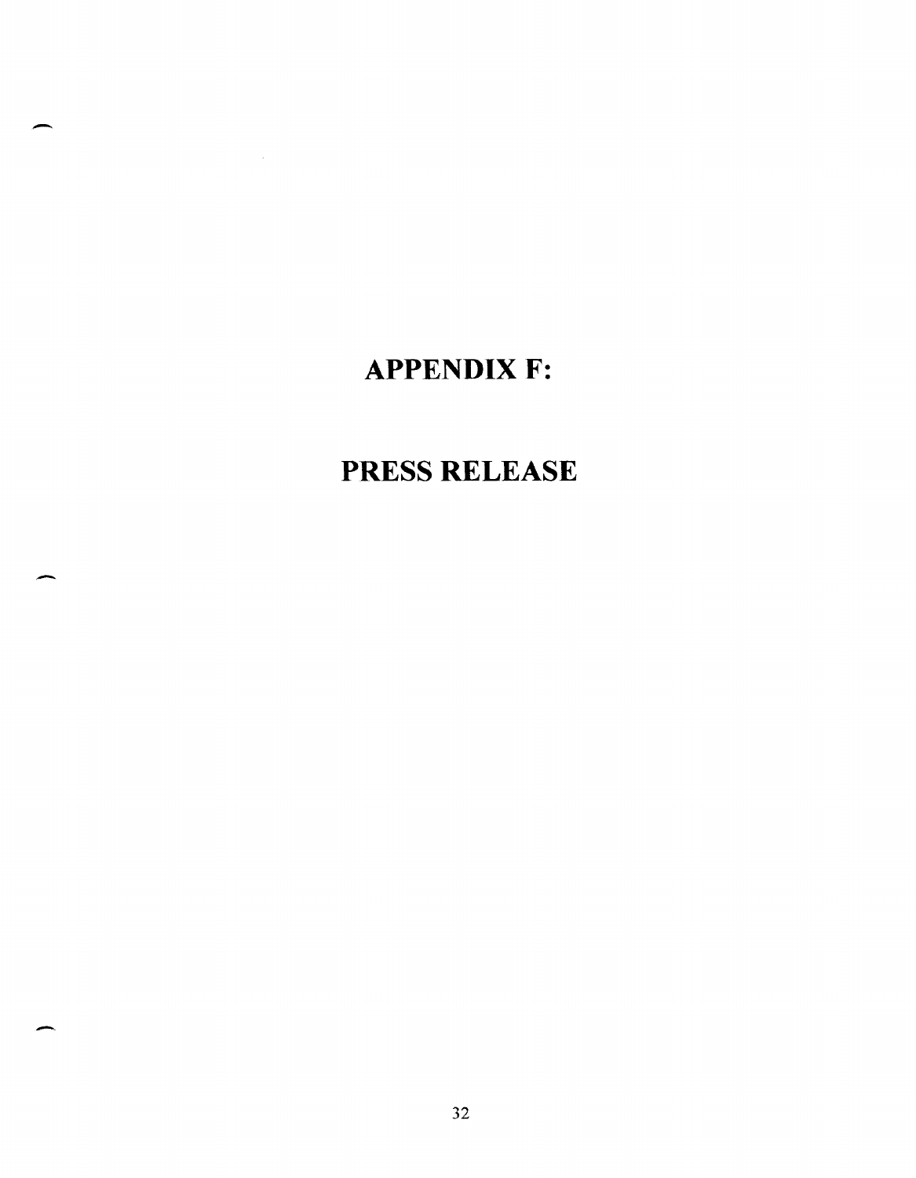# APPENDIX F:

# PRESS RELEASE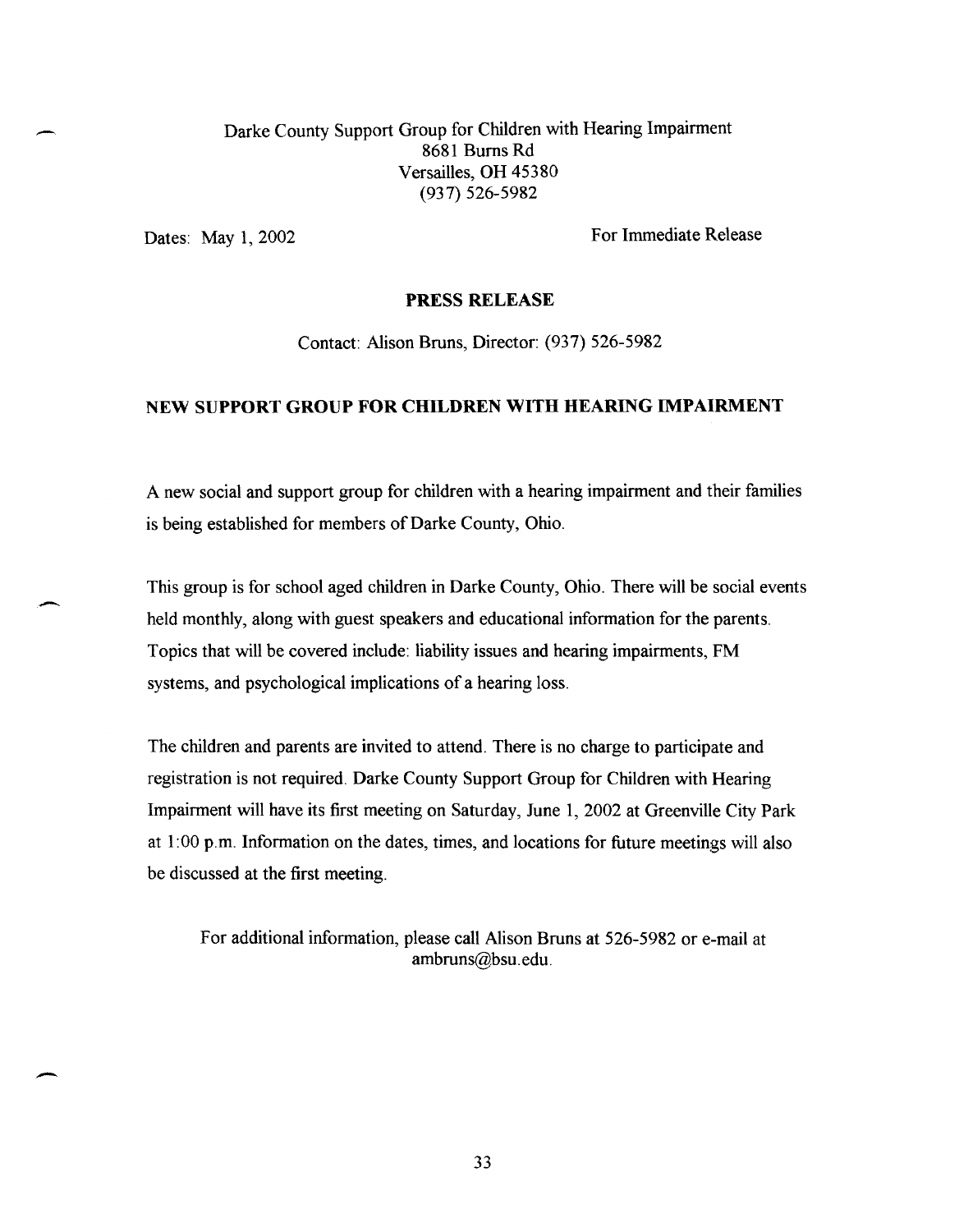Darke County Support Group for Children with Hearing Impairment
8681 Burns Rd
Versailles, OH 45380
(937) 526-5982

Dates: May 1, 2002

For Immediate Release

**PRESS RELEASE**

Contact: Alison Bruns, Director: (937) 526-5982

**NEW SUPPORT GROUP FOR CHILDREN WITH HEARING IMPAIRMENT**

A new social and support group for children with a hearing impairment and their families is being established for members of Darke County, Ohio.

This group is for school aged children in Darke County, Ohio. There will be social events held monthly, along with guest speakers and educational information for the parents. Topics that will be covered include: liability issues and hearing impairments, FM systems, and psychological implications of a hearing loss.

The children and parents are invited to attend. There is no charge to participate and registration is not required. Darke County Support Group for Children with Hearing Impairment will have its first meeting on Saturday, June 1, 2002 at Greenville City Park at 1:00 p.m. Information on the dates, times, and locations for future meetings will also be discussed at the first meeting.

For additional information, please call Alison Bruns at 526-5982 or e-mail at ambruns@bsu.edu.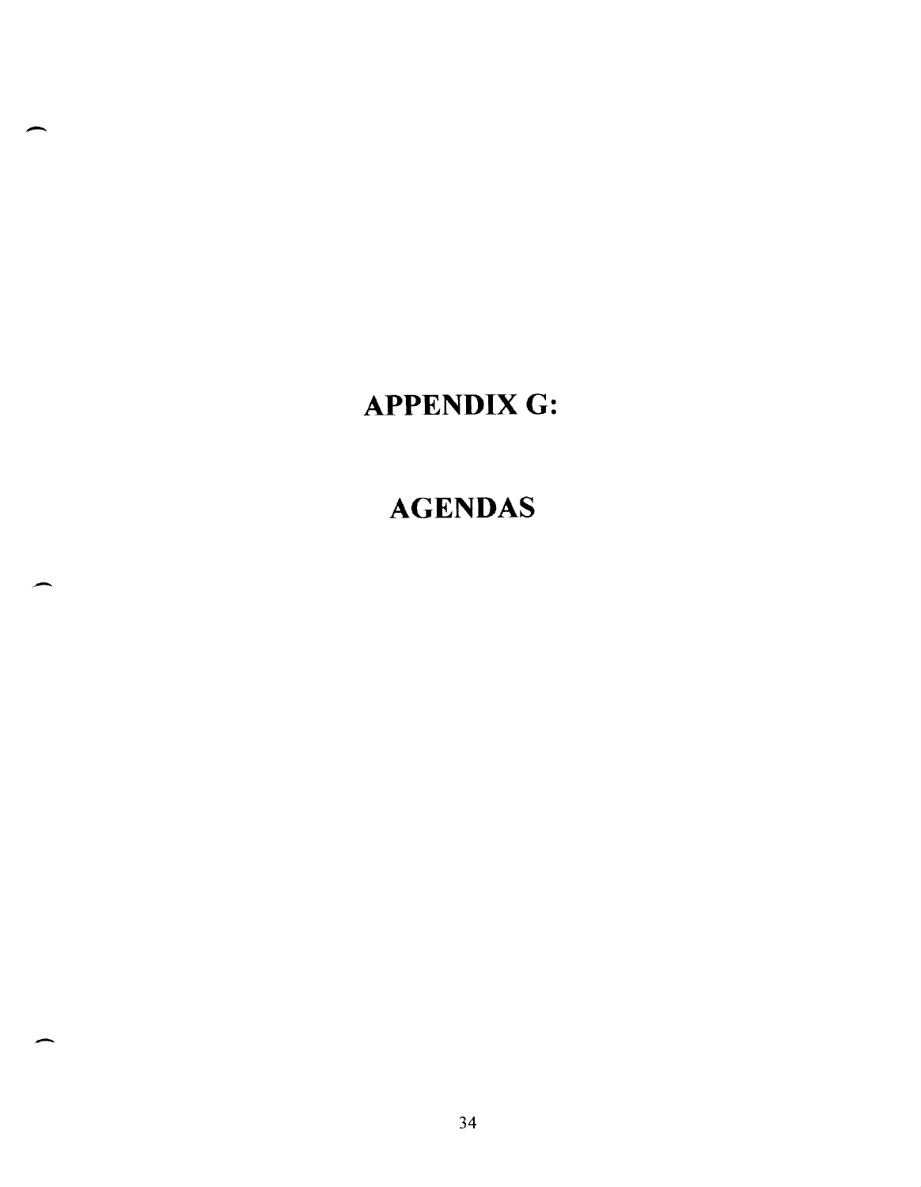# APPENDIX G:

# AGENDAS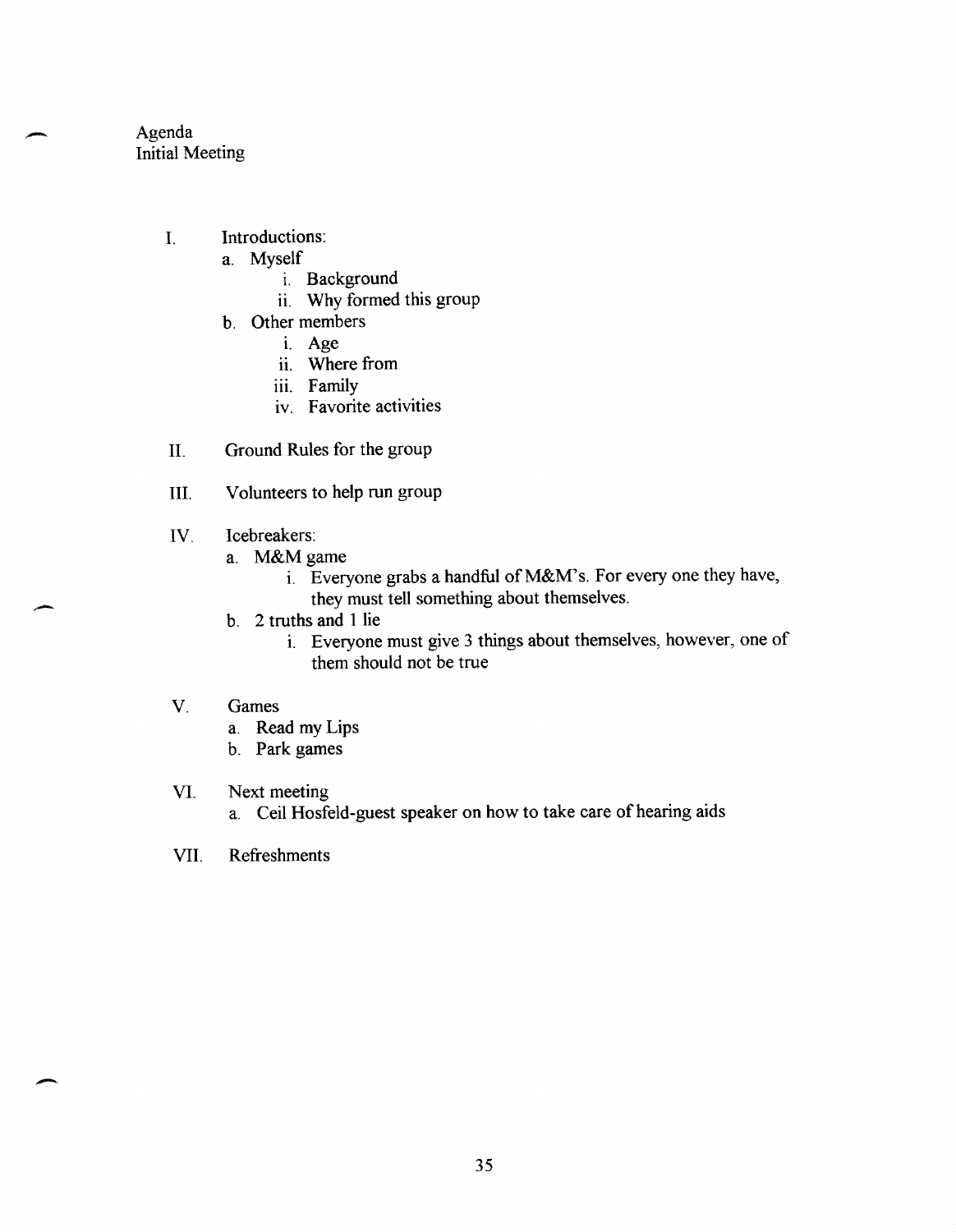Agenda
Initial Meeting

I. Introductions:
   a. Myself
      i. Background
      ii. Why formed this group
   b. Other members
      i. Age
      ii. Where from
      iii. Family
      iv. Favorite activities

II. Ground Rules for the group

III. Volunteers to help run group

IV. Icebreakers:
   a. M&M game
      i. Everyone grabs a handful of M&M's. For every one they have, they must tell something about themselves.
   b. 2 truths and 1 lie
      i. Everyone must give 3 things about themselves, however, one of them should not be true

V. Games
   a. Read my Lips
   b. Park games

VI. Next meeting
   a. Ceil Hosfeld-guest speaker on how to take care of hearing aids

VII. Refreshments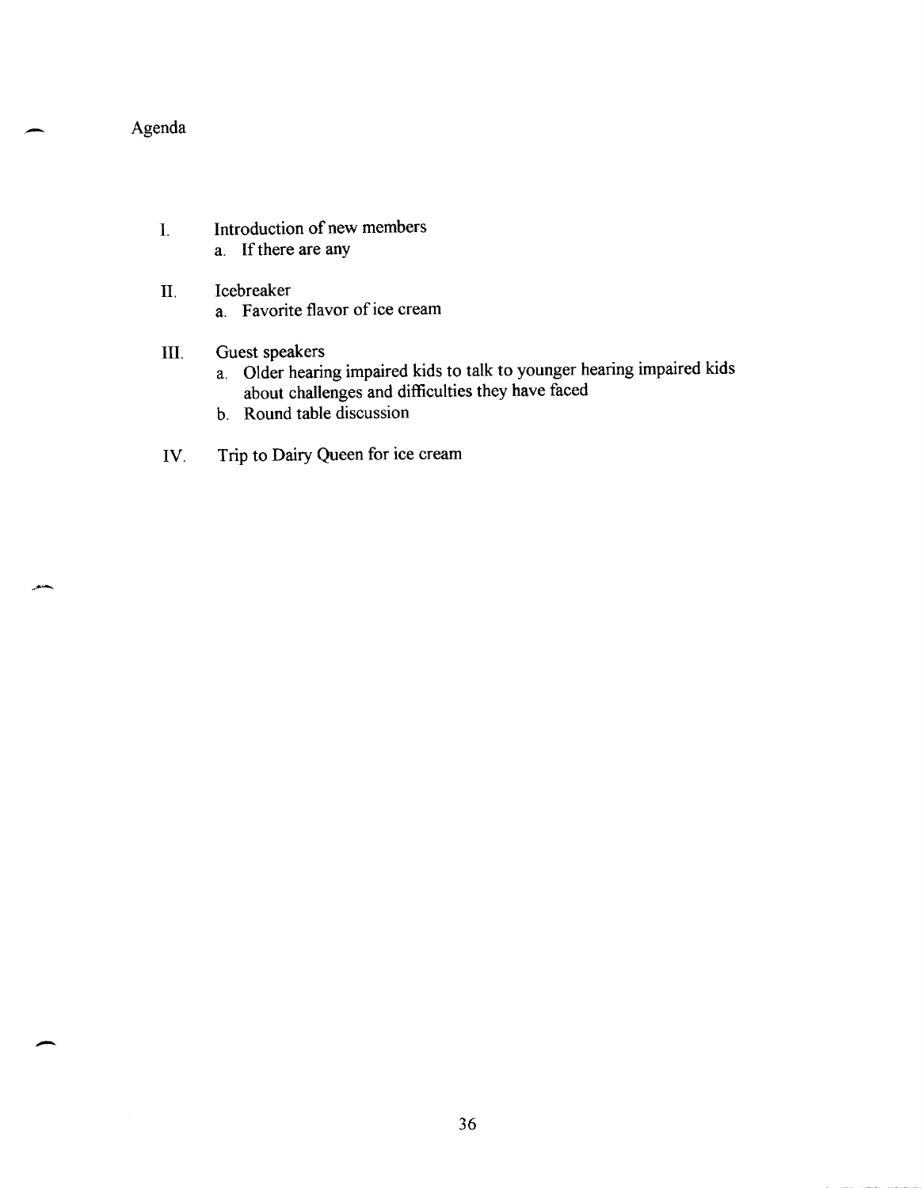# Agenda

I. Introduction of new members
   a. If there are any

II. Icebreaker
   a. Favorite flavor of ice cream

III. Guest speakers
   a. Older hearing impaired kids to talk to younger hearing impaired kids about challenges and difficulties they have faced
   b. Round table discussion

IV. Trip to Dairy Queen for ice cream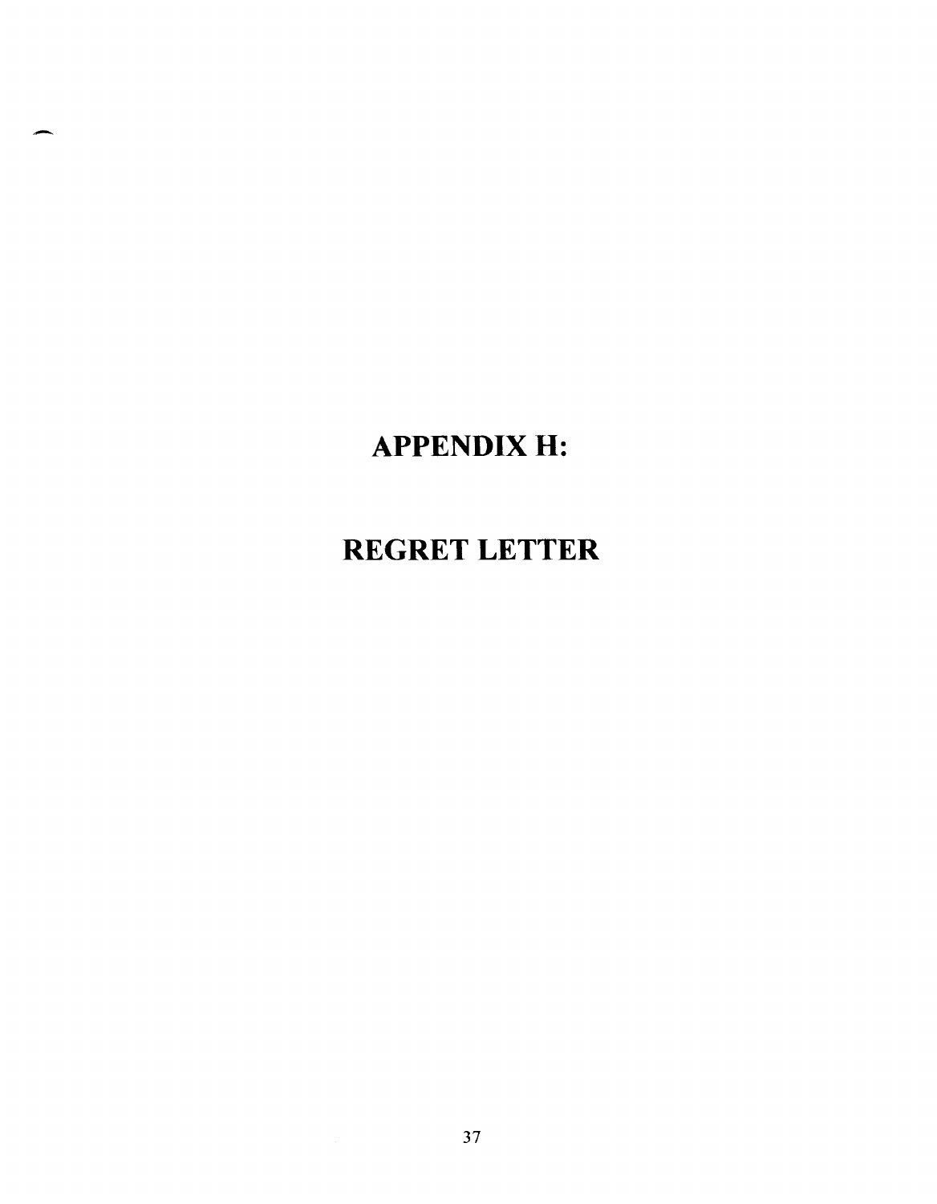# APPENDIX H:

# REGRET LETTER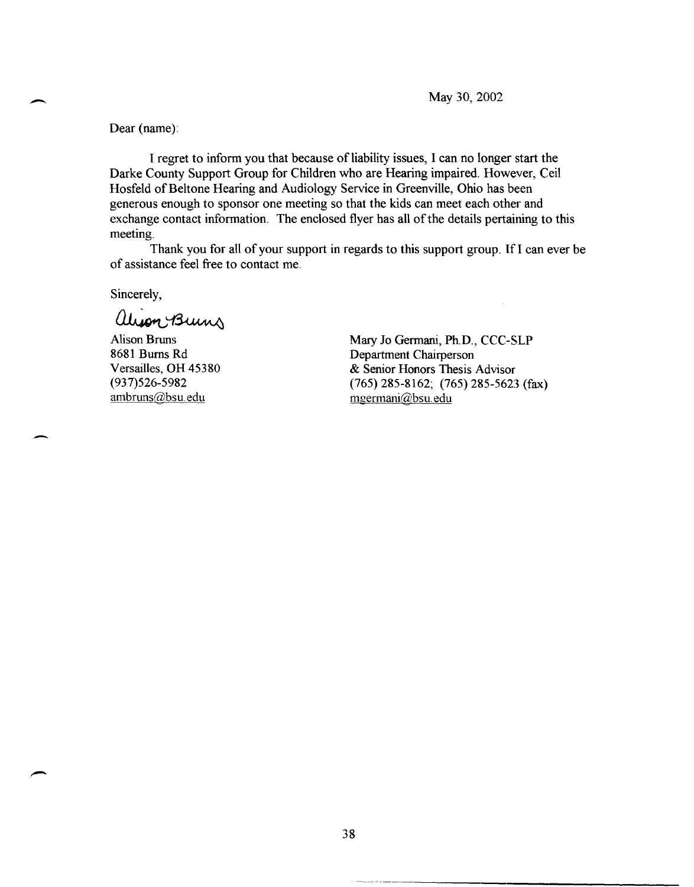May 30, 2002

Dear (name):

I regret to inform you that because of liability issues, I can no longer start the Darke County Support Group for Children who are Hearing impaired. However, Ceil Hosfeld of Beltone Hearing and Audiology Service in Greenville, Ohio has been generous enough to sponsor one meeting so that the kids can meet each other and exchange contact information. The enclosed flyer has all of the details pertaining to this meeting.

Thank you for all of your support in regards to this support group. If I can ever be of assistance feel free to contact me.

Sincerely,

Alison Bruns

Alison Bruns
8681 Burns Rd
Versailles, OH 45380
(937)526-5982
ambruns@bsu.edu

Mary Jo Germani, Ph.D., CCC-SLP
Department Chairperson
& Senior Honors Thesis Advisor
(765) 285-8162; (765) 285-5623 (fax)
mgermani@bsu.edu